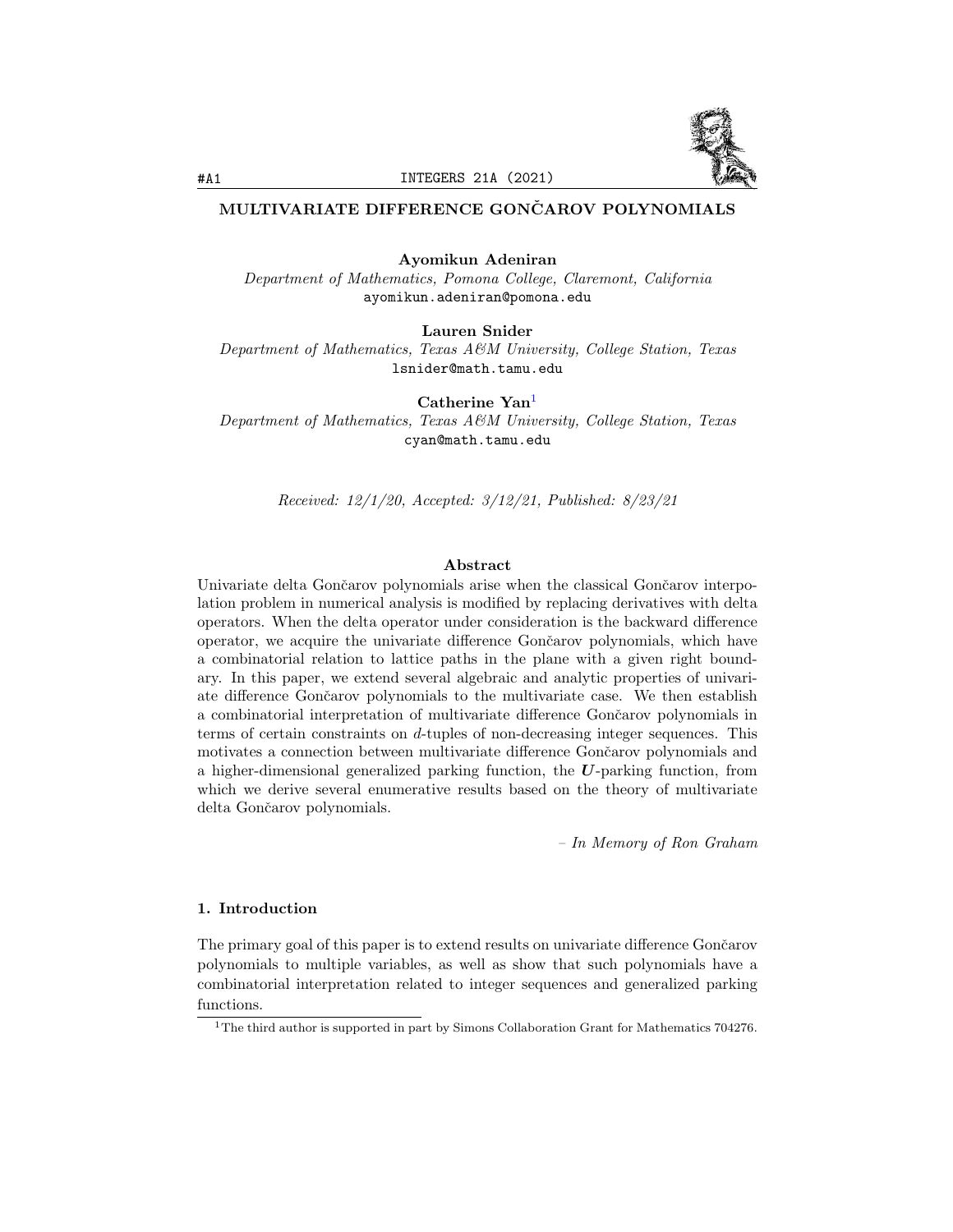# MULTIVARIATE DIFFERENCE GONČAROV POLYNOMIALS

**Ayomikun Adeniran**
*Department of Mathematics, Pomona College, Claremont, California*
ayomikun.adeniran@pomona.edu

**Lauren Snider**
*Department of Mathematics, Texas A&M University, College Station, Texas*
lsnider@math.tamu.edu

**Catherine Yan**[1]
*Department of Mathematics, Texas A&M University, College Station, Texas*
cyan@math.tamu.edu

*Received: 12/1/20, Accepted: 3/12/21, Published: 8/23/21*

## Abstract

Univariate delta Gončarov polynomials arise when the classical Gončarov interpolation problem in numerical analysis is modified by replacing derivatives with delta operators. When the delta operator under consideration is the backward difference operator, we acquire the univariate difference Gončarov polynomials, which have a combinatorial relation to lattice paths in the plane with a given right boundary. In this paper, we extend several algebraic and analytic properties of univariate difference Gončarov polynomials to the multivariate case. We then establish a combinatorial interpretation of multivariate difference Gončarov polynomials in terms of certain constraints on $d$-tuples of non-decreasing integer sequences. This motivates a connection between multivariate difference Gončarov polynomials and a higher-dimensional generalized parking function, the $\boldsymbol{U}$-parking function, from which we derive several enumerative results based on the theory of multivariate delta Gončarov polynomials.

– *In Memory of Ron Graham*

## 1. Introduction

The primary goal of this paper is to extend results on univariate difference Gončarov polynomials to multiple variables, as well as show that such polynomials have a combinatorial interpretation related to integer sequences and generalized parking functions.

[1] The third author is supported in part by Simons Collaboration Grant for Mathematics 704276.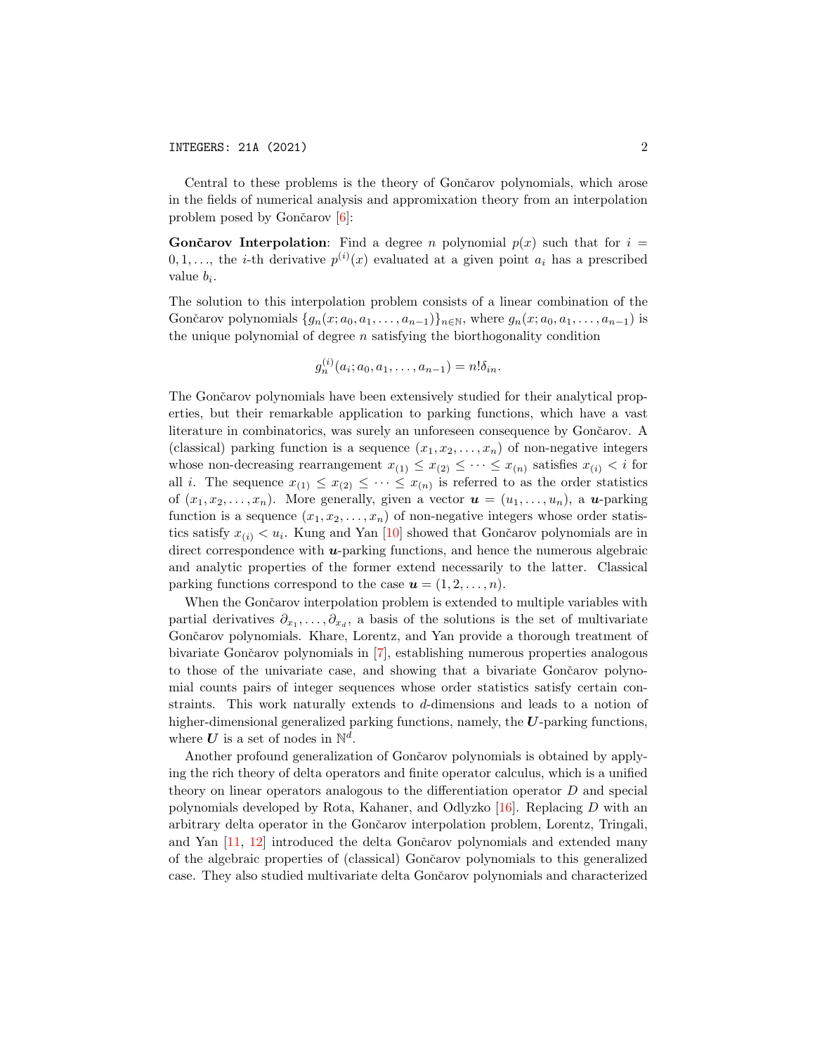Central to these problems is the theory of Gončarov polynomials, which arose in the fields of numerical analysis and appromixation theory from an interpolation problem posed by Gončarov [6]:

**Gončarov Interpolation**: Find a degree $n$ polynomial $p(x)$ such that for $i = 0, 1, \ldots$, the $i$-th derivative $p^{(i)}(x)$ evaluated at a given point $a_i$ has a prescribed value $b_i$.

The solution to this interpolation problem consists of a linear combination of the Gončarov polynomials $\{g_n(x; a_0, a_1, \ldots, a_{n-1})\}_{n\in\mathbb{N}}$, where $g_n(x; a_0, a_1, \ldots, a_{n-1})$ is the unique polynomial of degree $n$ satisfying the biorthogonality condition

$$g_n^{(i)}(a_i; a_0, a_1, \ldots, a_{n-1}) = n!\delta_{in}.$$

The Gončarov polynomials have been extensively studied for their analytical properties, but their remarkable application to parking functions, which have a vast literature in combinatorics, was surely an unforeseen consequence by Gončarov. A (classical) parking function is a sequence $(x_1, x_2, \ldots, x_n)$ of non-negative integers whose non-decreasing rearrangement $x_{(1)} \leq x_{(2)} \leq \cdots \leq x_{(n)}$ satisfies $x_{(i)} < i$ for all $i$. The sequence $x_{(1)} \leq x_{(2)} \leq \cdots \leq x_{(n)}$ is referred to as the order statistics of $(x_1, x_2, \ldots, x_n)$. More generally, given a vector $\boldsymbol{u} = (u_1, \ldots, u_n)$, a $\boldsymbol{u}$-parking function is a sequence $(x_1, x_2, \ldots, x_n)$ of non-negative integers whose order statistics satisfy $x_{(i)} < u_i$. Kung and Yan [10] showed that Gončarov polynomials are in direct correspondence with $\boldsymbol{u}$-parking functions, and hence the numerous algebraic and analytic properties of the former extend necessarily to the latter. Classical parking functions correspond to the case $\boldsymbol{u} = (1, 2, \ldots, n)$.

When the Gončarov interpolation problem is extended to multiple variables with partial derivatives $\partial_{x_1}, \ldots, \partial_{x_d}$, a basis of the solutions is the set of multivariate Gončarov polynomials. Khare, Lorentz, and Yan provide a thorough treatment of bivariate Gončarov polynomials in [7], establishing numerous properties analogous to those of the univariate case, and showing that a bivariate Gončarov polynomial counts pairs of integer sequences whose order statistics satisfy certain constraints. This work naturally extends to $d$-dimensions and leads to a notion of higher-dimensional generalized parking functions, namely, the $\boldsymbol{U}$-parking functions, where $\boldsymbol{U}$ is a set of nodes in $\mathbb{N}^d$.

Another profound generalization of Gončarov polynomials is obtained by applying the rich theory of delta operators and finite operator calculus, which is a unified theory on linear operators analogous to the differentiation operator $D$ and special polynomials developed by Rota, Kahaner, and Odlyzko [16]. Replacing $D$ with an arbitrary delta operator in the Gončarov interpolation problem, Lorentz, Tringali, and Yan [11, 12] introduced the delta Gončarov polynomials and extended many of the algebraic properties of (classical) Gončarov polynomials to this generalized case. They also studied multivariate delta Gončarov polynomials and characterized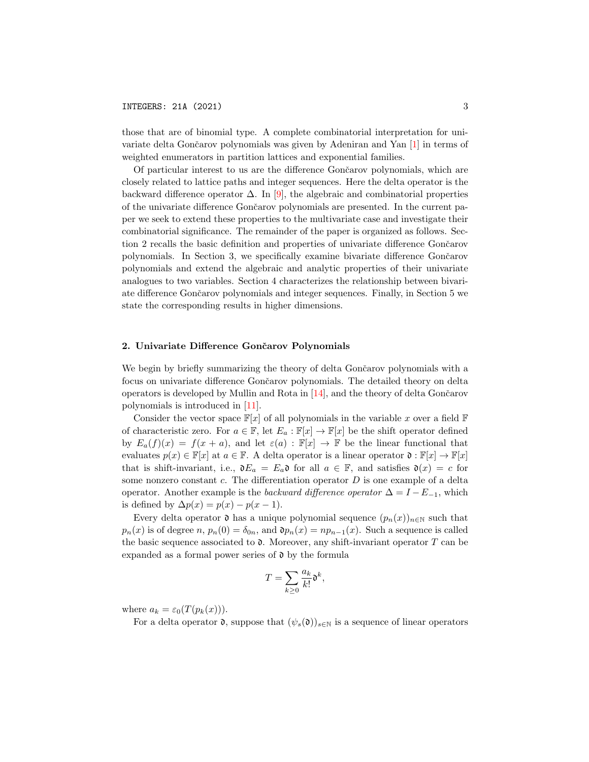those that are of binomial type. A complete combinatorial interpretation for univariate delta Gončarov polynomials was given by Adeniran and Yan [1] in terms of weighted enumerators in partition lattices and exponential families.

Of particular interest to us are the difference Gončarov polynomials, which are closely related to lattice paths and integer sequences. Here the delta operator is the backward difference operator $\Delta$. In [9], the algebraic and combinatorial properties of the univariate difference Gončarov polynomials are presented. In the current paper we seek to extend these properties to the multivariate case and investigate their combinatorial significance. The remainder of the paper is organized as follows. Section 2 recalls the basic definition and properties of univariate difference Gončarov polynomials. In Section 3, we specifically examine bivariate difference Gončarov polynomials and extend the algebraic and analytic properties of their univariate analogues to two variables. Section 4 characterizes the relationship between bivariate difference Gončarov polynomials and integer sequences. Finally, in Section 5 we state the corresponding results in higher dimensions.

## 2. Univariate Difference Gončarov Polynomials

We begin by briefly summarizing the theory of delta Gončarov polynomials with a focus on univariate difference Gončarov polynomials. The detailed theory on delta operators is developed by Mullin and Rota in [14], and the theory of delta Gončarov polynomials is introduced in [11].

Consider the vector space $\mathbb{F}[x]$ of all polynomials in the variable $x$ over a field $\mathbb{F}$ of characteristic zero. For $a \in \mathbb{F}$, let $E_a : \mathbb{F}[x] \to \mathbb{F}[x]$ be the shift operator defined by $E_a(f)(x) = f(x+a)$, and let $\varepsilon(a) : \mathbb{F}[x] \to \mathbb{F}$ be the linear functional that evaluates $p(x) \in \mathbb{F}[x]$ at $a \in \mathbb{F}$. A delta operator is a linear operator $\mathfrak{d} : \mathbb{F}[x] \to \mathbb{F}[x]$ that is shift-invariant, i.e., $\mathfrak{d}E_a = E_a\mathfrak{d}$ for all $a \in \mathbb{F}$, and satisfies $\mathfrak{d}(x) = c$ for some nonzero constant $c$. The differentiation operator $D$ is one example of a delta operator. Another example is the *backward difference operator* $\Delta = I - E_{-1}$, which is defined by $\Delta p(x) = p(x) - p(x-1)$.

Every delta operator $\mathfrak{d}$ has a unique polynomial sequence $(p_n(x))_{n\in\mathbb{N}}$ such that $p_n(x)$ is of degree $n$, $p_n(0) = \delta_{0n}$, and $\mathfrak{d}p_n(x) = np_{n-1}(x)$. Such a sequence is called the basic sequence associated to $\mathfrak{d}$. Moreover, any shift-invariant operator $T$ can be expanded as a formal power series of $\mathfrak{d}$ by the formula

$$T = \sum_{k\geq 0} \frac{a_k}{k!}\mathfrak{d}^k,$$

where $a_k = \varepsilon_0(T(p_k(x)))$.

For a delta operator $\mathfrak{d}$, suppose that $(\psi_s(\mathfrak{d}))_{s\in\mathbb{N}}$ is a sequence of linear operators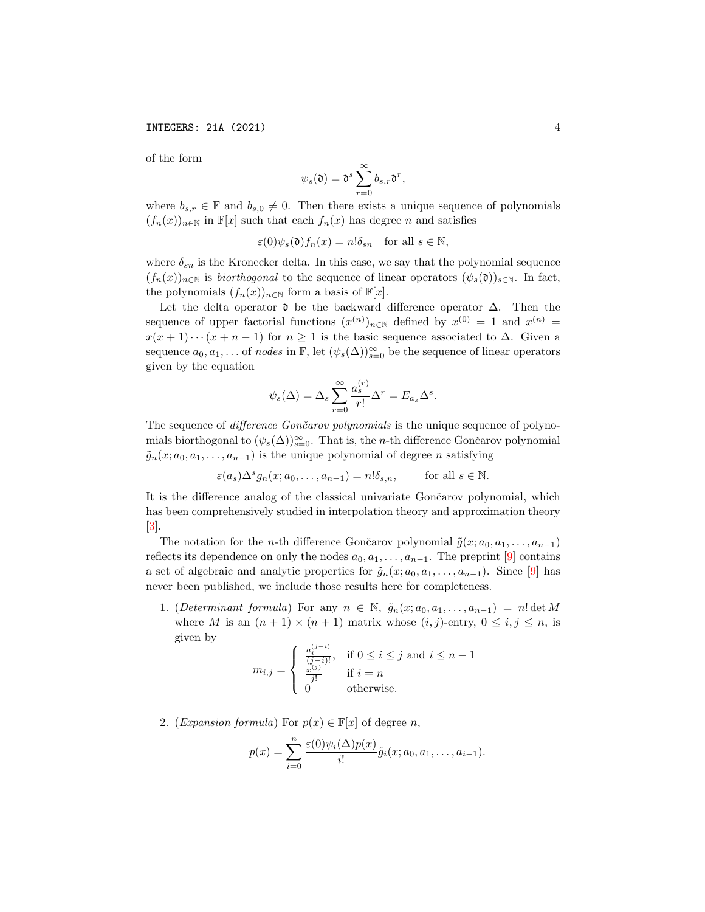of the form

$$\psi_s(\mathfrak{d}) = \mathfrak{d}^s \sum_{r=0}^{\infty} b_{s,r} \mathfrak{d}^r,$$

where $b_{s,r} \in \mathbb{F}$ and $b_{s,0} \neq 0$. Then there exists a unique sequence of polynomials $(f_n(x))_{n\in\mathbb{N}}$ in $\mathbb{F}[x]$ such that each $f_n(x)$ has degree $n$ and satisfies

$$\varepsilon(0)\psi_s(\mathfrak{d}) f_n(x) = n!\delta_{sn} \quad \text{for all } s \in \mathbb{N},$$

where $\delta_{sn}$ is the Kronecker delta. In this case, we say that the polynomial sequence $(f_n(x))_{n\in\mathbb{N}}$ is *biorthogonal* to the sequence of linear operators $(\psi_s(\mathfrak{d}))_{s\in\mathbb{N}}$. In fact, the polynomials $(f_n(x))_{n\in\mathbb{N}}$ form a basis of $\mathbb{F}[x]$.

Let the delta operator $\mathfrak{d}$ be the backward difference operator $\Delta$. Then the sequence of upper factorial functions $(x^{(n)})_{n\in\mathbb{N}}$ defined by $x^{(0)} = 1$ and $x^{(n)} = x(x+1)\cdots(x+n-1)$ for $n \geq 1$ is the basic sequence associated to $\Delta$. Given a sequence $a_0, a_1, \ldots$ of *nodes* in $\mathbb{F}$, let $(\psi_s(\Delta))_{s=0}^{\infty}$ be the sequence of linear operators given by the equation

$$\psi_s(\Delta) = \Delta_s \sum_{r=0}^{\infty} \frac{a_s^{(r)}}{r!} \Delta^r = E_{a_s} \Delta^s.$$

The sequence of *difference Gončarov polynomials* is the unique sequence of polynomials biorthogonal to $(\psi_s(\Delta))_{s=0}^{\infty}$. That is, the $n$-th difference Gončarov polynomial $\tilde{g}_n(x; a_0, a_1, \ldots, a_{n-1})$ is the unique polynomial of degree $n$ satisfying

$$\varepsilon(a_s)\Delta^s g_n(x; a_0, \ldots, a_{n-1}) = n!\delta_{s,n}, \qquad \text{for all } s \in \mathbb{N}.$$

It is the difference analog of the classical univariate Gončarov polynomial, which has been comprehensively studied in interpolation theory and approximation theory [3].

The notation for the $n$-th difference Gončarov polynomial $\tilde{g}(x; a_0, a_1, \ldots, a_{n-1})$ reflects its dependence on only the nodes $a_0, a_1, \ldots, a_{n-1}$. The preprint [9] contains a set of algebraic and analytic properties for $\tilde{g}_n(x; a_0, a_1, \ldots, a_{n-1})$. Since [9] has never been published, we include those results here for completeness.

1. (*Determinant formula*) For any $n \in \mathbb{N}$, $\tilde{g}_n(x; a_0, a_1, \ldots, a_{n-1}) = n! \det M$ where $M$ is an $(n+1) \times (n+1)$ matrix whose $(i,j)$-entry, $0 \leq i, j \leq n$, is given by

$$m_{i,j} = \begin{cases} \frac{a_i^{(j-i)}}{(j-i)!}, & \text{if } 0 \leq i \leq j \text{ and } i \leq n-1 \\ \frac{x^{(j)}}{j!} & \text{if } i = n \\ 0 & \text{otherwise.} \end{cases}$$

2. (*Expansion formula*) For $p(x) \in \mathbb{F}[x]$ of degree $n$,

$$p(x) = \sum_{i=0}^{n} \frac{\varepsilon(0)\psi_i(\Delta)p(x)}{i!} \tilde{g}_i(x; a_0, a_1, \ldots, a_{i-1}).$$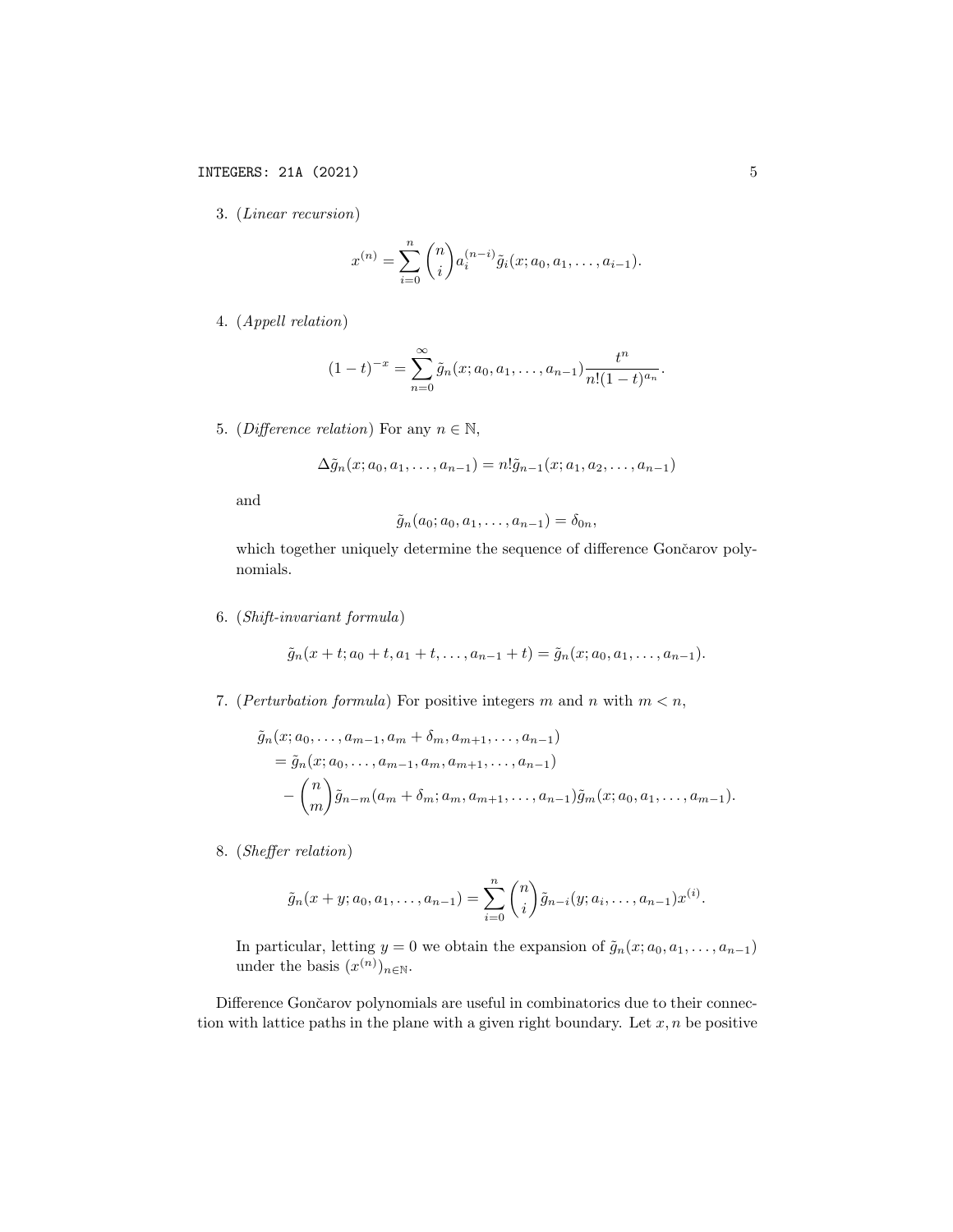3. (*Linear recursion*)

$$x^{(n)} = \sum_{i=0}^{n} \binom{n}{i} a_i^{(n-i)} \tilde{g}_i(x; a_0, a_1, \ldots, a_{i-1}).$$

4. (*Appell relation*)

$$(1-t)^{-x} = \sum_{n=0}^{\infty} \tilde{g}_n(x; a_0, a_1, \ldots, a_{n-1}) \frac{t^n}{n!(1-t)^{a_n}}.$$

5. (*Difference relation*) For any $n \in \mathbb{N}$,

$$\Delta \tilde{g}_n(x; a_0, a_1, \ldots, a_{n-1}) = n! \tilde{g}_{n-1}(x; a_1, a_2, \ldots, a_{n-1})$$

and

$$\tilde{g}_n(a_0; a_0, a_1, \ldots, a_{n-1}) = \delta_{0n},$$

which together uniquely determine the sequence of difference Gončarov polynomials.

6. (*Shift-invariant formula*)

$$\tilde{g}_n(x+t; a_0+t, a_1+t, \ldots, a_{n-1}+t) = \tilde{g}_n(x; a_0, a_1, \ldots, a_{n-1}).$$

7. (*Perturbation formula*) For positive integers $m$ and $n$ with $m < n$,

$$\begin{aligned}
&\tilde{g}_n(x; a_0, \ldots, a_{m-1}, a_m + \delta_m, a_{m+1}, \ldots, a_{n-1}) \\
&\quad = \tilde{g}_n(x; a_0, \ldots, a_{m-1}, a_m, a_{m+1}, \ldots, a_{n-1}) \\
&\quad - \binom{n}{m} \tilde{g}_{n-m}(a_m + \delta_m; a_m, a_{m+1}, \ldots, a_{n-1}) \tilde{g}_m(x; a_0, a_1, \ldots, a_{m-1}).
\end{aligned}$$

8. (*Sheffer relation*)

$$\tilde{g}_n(x+y; a_0, a_1, \ldots, a_{n-1}) = \sum_{i=0}^{n} \binom{n}{i} \tilde{g}_{n-i}(y; a_i, \ldots, a_{n-1}) x^{(i)}.$$

In particular, letting $y = 0$ we obtain the expansion of $\tilde{g}_n(x; a_0, a_1, \ldots, a_{n-1})$ under the basis $(x^{(n)})_{n \in \mathbb{N}}$.

Difference Gončarov polynomials are useful in combinatorics due to their connection with lattice paths in the plane with a given right boundary. Let $x, n$ be positive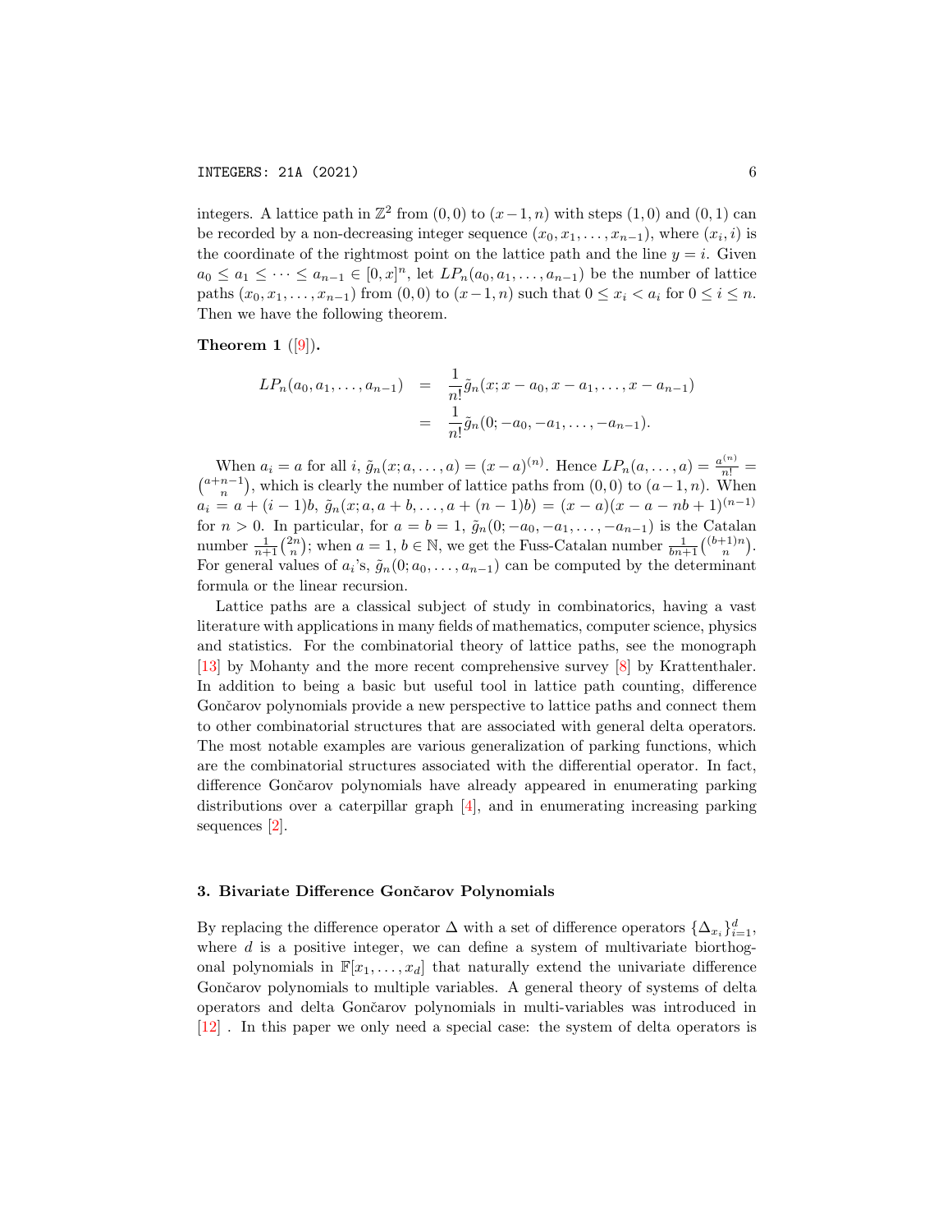integers. A lattice path in $\mathbb{Z}^2$ from $(0,0)$ to $(x-1,n)$ with steps $(1,0)$ and $(0,1)$ can be recorded by a non-decreasing integer sequence $(x_0, x_1, \ldots, x_{n-1})$, where $(x_i, i)$ is the coordinate of the rightmost point on the lattice path and the line $y = i$. Given $a_0 \le a_1 \le \cdots \le a_{n-1} \in [0, x]^n$, let $LP_n(a_0, a_1, \ldots, a_{n-1})$ be the number of lattice paths $(x_0, x_1, \ldots, x_{n-1})$ from $(0,0)$ to $(x-1,n)$ such that $0 \le x_i < a_i$ for $0 \le i \le n$. Then we have the following theorem.

**Theorem 1** ([9]).

$$
\begin{aligned}
LP_n(a_0, a_1, \ldots, a_{n-1}) &= \frac{1}{n!}\tilde{g}_n(x; x-a_0, x-a_1, \ldots, x-a_{n-1}) \\
&= \frac{1}{n!}\tilde{g}_n(0; -a_0, -a_1, \ldots, -a_{n-1}).
\end{aligned}
$$

When $a_i = a$ for all $i$, $\tilde{g}_n(x; a, \ldots, a) = (x-a)^{(n)}$. Hence $LP_n(a, \ldots, a) = \frac{a^{(n)}}{n!} = \binom{a+n-1}{n}$, which is clearly the number of lattice paths from $(0,0)$ to $(a-1,n)$. When $a_i = a + (i-1)b$, $\tilde{g}_n(x; a, a+b, \ldots, a+(n-1)b) = (x-a)(x-a-nb+1)^{(n-1)}$ for $n > 0$. In particular, for $a = b = 1$, $\tilde{g}_n(0; -a_0, -a_1, \ldots, -a_{n-1})$ is the Catalan number $\frac{1}{n+1}\binom{2n}{n}$; when $a = 1$, $b \in \mathbb{N}$, we get the Fuss-Catalan number $\frac{1}{bn+1}\binom{(b+1)n}{n}$. For general values of $a_i$'s, $\tilde{g}_n(0; a_0, \ldots, a_{n-1})$ can be computed by the determinant formula or the linear recursion.

Lattice paths are a classical subject of study in combinatorics, having a vast literature with applications in many fields of mathematics, computer science, physics and statistics. For the combinatorial theory of lattice paths, see the monograph [13] by Mohanty and the more recent comprehensive survey [8] by Krattenthaler. In addition to being a basic but useful tool in lattice path counting, difference Gončarov polynomials provide a new perspective to lattice paths and connect them to other combinatorial structures that are associated with general delta operators. The most notable examples are various generalization of parking functions, which are the combinatorial structures associated with the differential operator. In fact, difference Gončarov polynomials have already appeared in enumerating parking distributions over a caterpillar graph [4], and in enumerating increasing parking sequences [2].

## 3. Bivariate Difference Gončarov Polynomials

By replacing the difference operator $\Delta$ with a set of difference operators $\{\Delta_{x_i}\}_{i=1}^{d}$, where $d$ is a positive integer, we can define a system of multivariate biorthogonal polynomials in $\mathbb{F}[x_1, \ldots, x_d]$ that naturally extend the univariate difference Gončarov polynomials to multiple variables. A general theory of systems of delta operators and delta Gončarov polynomials in multi-variables was introduced in [12] . In this paper we only need a special case: the system of delta operators is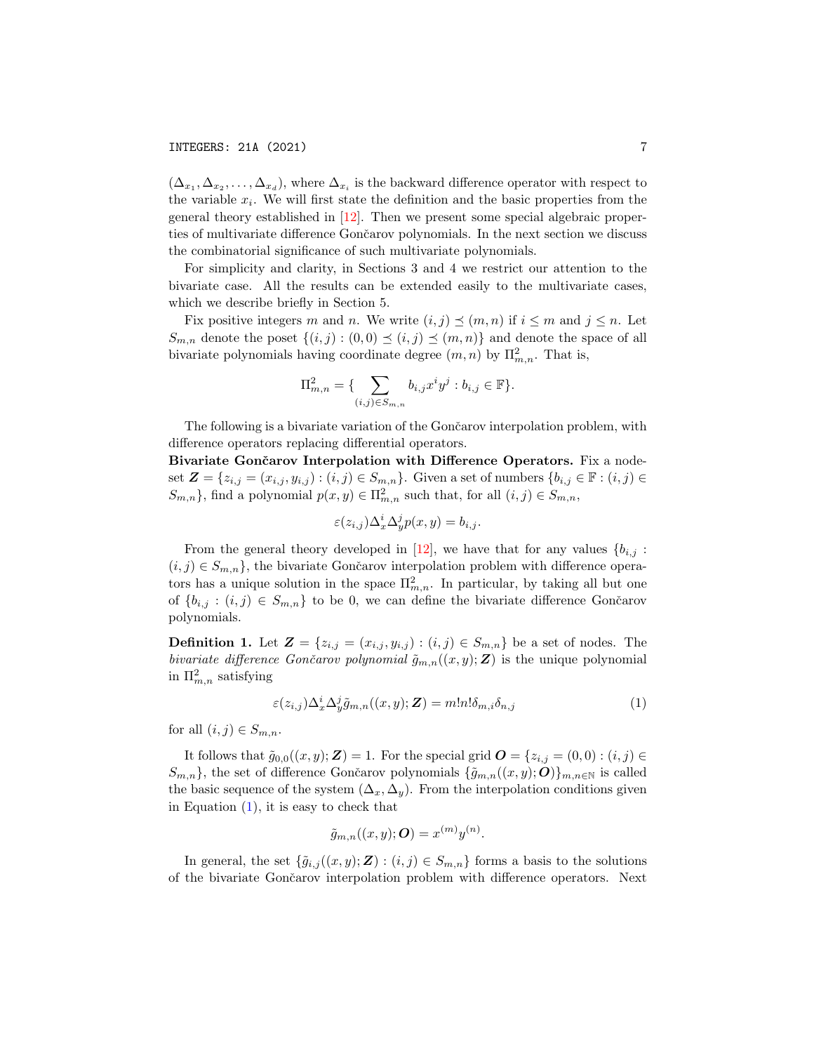$(\Delta_{x_1}, \Delta_{x_2}, \ldots, \Delta_{x_d})$, where $\Delta_{x_i}$ is the backward difference operator with respect to the variable $x_i$. We will first state the definition and the basic properties from the general theory established in [12]. Then we present some special algebraic properties of multivariate difference Gončarov polynomials. In the next section we discuss the combinatorial significance of such multivariate polynomials.

For simplicity and clarity, in Sections 3 and 4 we restrict our attention to the bivariate case. All the results can be extended easily to the multivariate cases, which we describe briefly in Section 5.

Fix positive integers $m$ and $n$. We write $(i,j) \preceq (m,n)$ if $i \leq m$ and $j \leq n$. Let $S_{m,n}$ denote the poset $\{(i,j) : (0,0) \preceq (i,j) \preceq (m,n)\}$ and denote the space of all bivariate polynomials having coordinate degree $(m,n)$ by $\Pi^2_{m,n}$. That is,

$$\Pi^2_{m,n} = \{ \sum_{(i,j) \in S_{m,n}} b_{i,j} x^i y^j : b_{i,j} \in \mathbb{F}\}.$$

The following is a bivariate variation of the Gončarov interpolation problem, with difference operators replacing differential operators.

**Bivariate Gončarov Interpolation with Difference Operators.** Fix a node-set $\boldsymbol{Z} = \{z_{i,j} = (x_{i,j}, y_{i,j}) : (i,j) \in S_{m,n}\}$. Given a set of numbers $\{b_{i,j} \in \mathbb{F} : (i,j) \in S_{m,n}\}$, find a polynomial $p(x,y) \in \Pi^2_{m,n}$ such that, for all $(i,j) \in S_{m,n}$,

$$\varepsilon(z_{i,j}) \Delta_x^i \Delta_y^j p(x,y) = b_{i,j}.$$

From the general theory developed in [12], we have that for any values $\{b_{i,j} : (i,j) \in S_{m,n}\}$, the bivariate Gončarov interpolation problem with difference operators has a unique solution in the space $\Pi^2_{m,n}$. In particular, by taking all but one of $\{b_{i,j} : (i,j) \in S_{m,n}\}$ to be 0, we can define the bivariate difference Gončarov polynomials.

**Definition 1.** Let $\boldsymbol{Z} = \{z_{i,j} = (x_{i,j}, y_{i,j}) : (i,j) \in S_{m,n}\}$ be a set of nodes. The *bivariate difference Gončarov polynomial* $\tilde{g}_{m,n}((x,y); \boldsymbol{Z})$ is the unique polynomial in $\Pi^2_{m,n}$ satisfying

$$\varepsilon(z_{i,j}) \Delta_x^i \Delta_y^j \tilde{g}_{m,n}((x,y); \boldsymbol{Z}) = m!n! \delta_{m,i} \delta_{n,j} \tag{1}$$

for all $(i,j) \in S_{m,n}$.

It follows that $\tilde{g}_{0,0}((x,y); \boldsymbol{Z}) = 1$. For the special grid $\boldsymbol{O} = \{z_{i,j} = (0,0) : (i,j) \in S_{m,n}\}$, the set of difference Gončarov polynomials $\{\tilde{g}_{m,n}((x,y); \boldsymbol{O})\}_{m,n \in \mathbb{N}}$ is called the basic sequence of the system $(\Delta_x, \Delta_y)$. From the interpolation conditions given in Equation (1), it is easy to check that

$$\tilde{g}_{m,n}((x,y); \boldsymbol{O}) = x^{(m)} y^{(n)}.$$

In general, the set $\{\tilde{g}_{i,j}((x,y); \boldsymbol{Z}) : (i,j) \in S_{m,n}\}$ forms a basis to the solutions of the bivariate Gončarov interpolation problem with difference operators. Next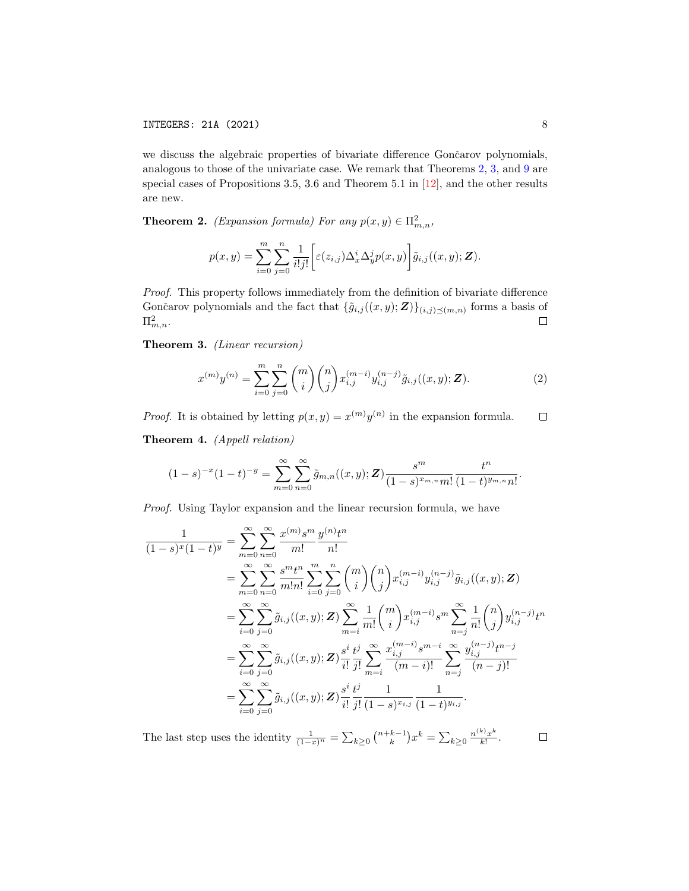we discuss the algebraic properties of bivariate difference Gončarov polynomials, analogous to those of the univariate case. We remark that Theorems 2, 3, and 9 are special cases of Propositions 3.5, 3.6 and Theorem 5.1 in [12], and the other results are new.

**Theorem 2.** *(Expansion formula) For any $p(x, y) \in \Pi^2_{m,n}$,*

$$p(x, y) = \sum_{i=0}^{m} \sum_{j=0}^{n} \frac{1}{i!j!} \left[ \varepsilon(z_{i,j}) \Delta_x^i \Delta_y^j p(x, y) \right] \tilde{g}_{i,j}((x, y); \boldsymbol{Z}).$$

*Proof.* This property follows immediately from the definition of bivariate difference Gončarov polynomials and the fact that $\{\tilde{g}_{i,j}((x, y); \boldsymbol{Z})\}_{(i,j) \preceq (m,n)}$ forms a basis of $\Pi^2_{m,n}$. $\square$

**Theorem 3.** *(Linear recursion)*

$$x^{(m)} y^{(n)} = \sum_{i=0}^{m} \sum_{j=0}^{n} \binom{m}{i} \binom{n}{j} x_{i,j}^{(m-i)} y_{i,j}^{(n-j)} \tilde{g}_{i,j}((x, y); \boldsymbol{Z}). \tag{2}$$

*Proof.* It is obtained by letting $p(x, y) = x^{(m)} y^{(n)}$ in the expansion formula. $\square$

**Theorem 4.** *(Appell relation)*

$$(1 - s)^{-x} (1 - t)^{-y} = \sum_{m=0}^{\infty} \sum_{n=0}^{\infty} \tilde{g}_{m,n}((x, y); \boldsymbol{Z}) \frac{s^m}{(1 - s)^{x_{m,n}} m!} \frac{t^n}{(1 - t)^{y_{m,n}} n!}.$$

*Proof.* Using Taylor expansion and the linear recursion formula, we have

$$\begin{aligned}
\frac{1}{(1 - s)^x (1 - t)^y} &= \sum_{m=0}^{\infty} \sum_{n=0}^{\infty} \frac{x^{(m)} s^m}{m!} \frac{y^{(n)} t^n}{n!} \\
&= \sum_{m=0}^{\infty} \sum_{n=0}^{\infty} \frac{s^m t^n}{m! n!} \sum_{i=0}^{m} \sum_{j=0}^{n} \binom{m}{i} \binom{n}{j} x_{i,j}^{(m-i)} y_{i,j}^{(n-j)} \tilde{g}_{i,j}((x, y); \boldsymbol{Z}) \\
&= \sum_{i=0}^{\infty} \sum_{j=0}^{\infty} \tilde{g}_{i,j}((x, y); \boldsymbol{Z}) \sum_{m=i}^{\infty} \frac{1}{m!} \binom{m}{i} x_{i,j}^{(m-i)} s^m \sum_{n=j}^{\infty} \frac{1}{n!} \binom{n}{j} y_{i,j}^{(n-j)} t^n \\
&= \sum_{i=0}^{\infty} \sum_{j=0}^{\infty} \tilde{g}_{i,j}((x, y); \boldsymbol{Z}) \frac{s^i}{i!} \frac{t^j}{j!} \sum_{m=i}^{\infty} \frac{x_{i,j}^{(m-i)} s^{m-i}}{(m - i)!} \sum_{n=j}^{\infty} \frac{y_{i,j}^{(n-j)} t^{n-j}}{(n - j)!} \\
&= \sum_{i=0}^{\infty} \sum_{j=0}^{\infty} \tilde{g}_{i,j}((x, y); \boldsymbol{Z}) \frac{s^i}{i!} \frac{t^j}{j!} \frac{1}{(1 - s)^{x_{i,j}}} \frac{1}{(1 - t)^{y_{i,j}}}.
\end{aligned}$$

The last step uses the identity $\frac{1}{(1-x)^n} = \sum_{k \geq 0} \binom{n+k-1}{k} x^k = \sum_{k \geq 0} \frac{n^{(k)} x^k}{k!}$. $\square$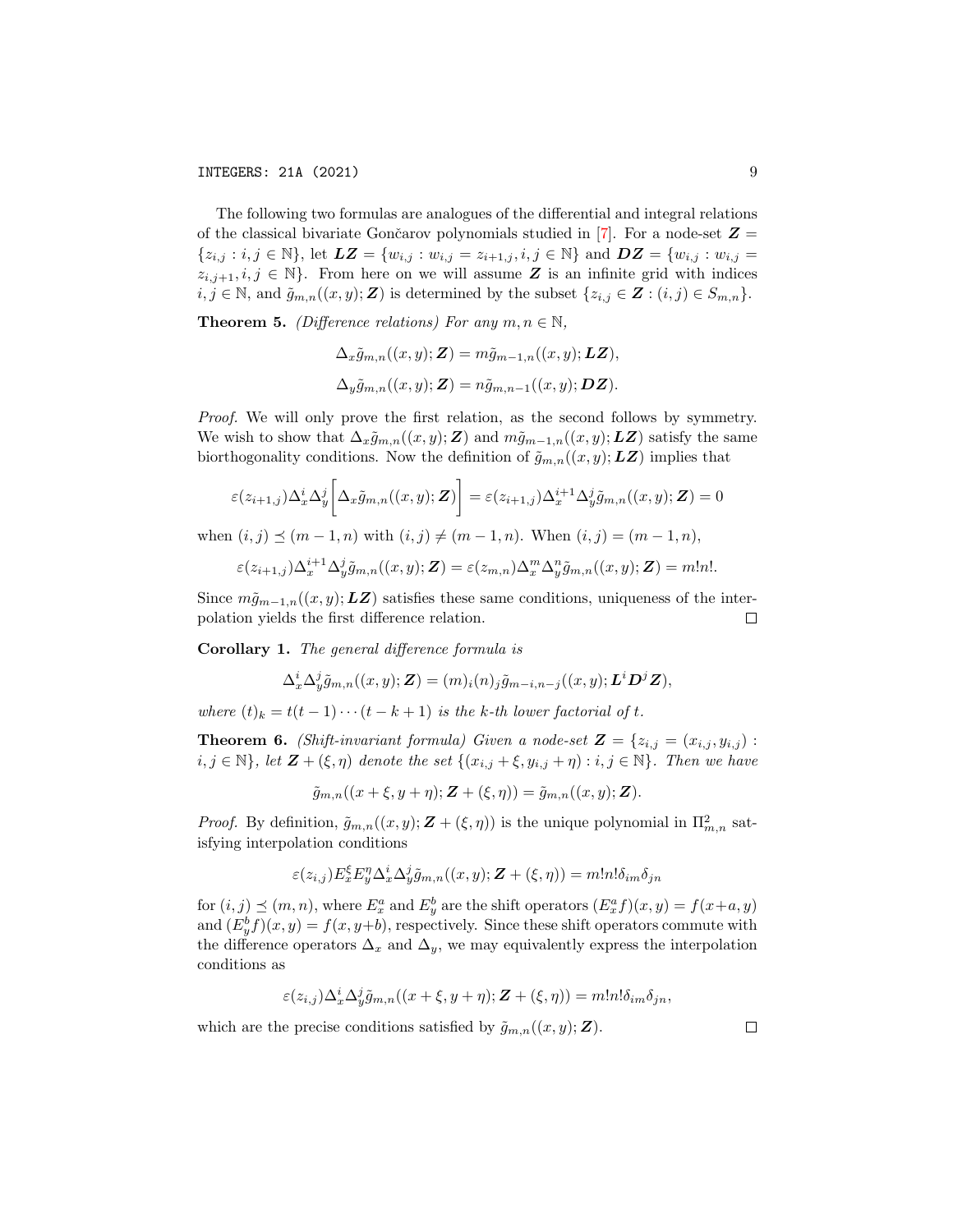The following two formulas are analogues of the differential and integral relations of the classical bivariate Gončarov polynomials studied in [7]. For a node-set $\boldsymbol{Z} = \{z_{i,j} : i,j \in \mathbb{N}\}$, let $\boldsymbol{LZ} = \{w_{i,j} : w_{i,j} = z_{i+1,j}, i,j \in \mathbb{N}\}$ and $\boldsymbol{DZ} = \{w_{i,j} : w_{i,j} = z_{i,j+1}, i,j \in \mathbb{N}\}$. From here on we will assume $\boldsymbol{Z}$ is an infinite grid with indices $i,j \in \mathbb{N}$, and $\tilde{g}_{m,n}((x,y);\boldsymbol{Z})$ is determined by the subset $\{z_{i,j} \in \boldsymbol{Z} : (i,j) \in S_{m,n}\}$.

**Theorem 5.** *(Difference relations) For any $m,n \in \mathbb{N}$,*

$$\Delta_x \tilde{g}_{m,n}((x,y);\boldsymbol{Z}) = m\tilde{g}_{m-1,n}((x,y);\boldsymbol{LZ}),$$
$$\Delta_y \tilde{g}_{m,n}((x,y);\boldsymbol{Z}) = n\tilde{g}_{m,n-1}((x,y);\boldsymbol{DZ}).$$

*Proof.* We will only prove the first relation, as the second follows by symmetry. We wish to show that $\Delta_x \tilde{g}_{m,n}((x,y);\boldsymbol{Z})$ and $m\tilde{g}_{m-1,n}((x,y);\boldsymbol{LZ})$ satisfy the same biorthogonality conditions. Now the definition of $\tilde{g}_{m,n}((x,y);\boldsymbol{LZ})$ implies that

$$\varepsilon(z_{i+1,j})\Delta_x^i\Delta_y^j\Big[\Delta_x \tilde{g}_{m,n}((x,y);\boldsymbol{Z})\Big] = \varepsilon(z_{i+1,j})\Delta_x^{i+1}\Delta_y^j \tilde{g}_{m,n}((x,y);\boldsymbol{Z}) = 0$$

when $(i,j) \preceq (m-1,n)$ with $(i,j) \neq (m-1,n)$. When $(i,j) = (m-1,n)$,

$$\varepsilon(z_{i+1,j})\Delta_x^{i+1}\Delta_y^j \tilde{g}_{m,n}((x,y);\boldsymbol{Z}) = \varepsilon(z_{m,n})\Delta_x^m\Delta_y^n \tilde{g}_{m,n}((x,y);\boldsymbol{Z}) = m!n!.$$

Since $m\tilde{g}_{m-1,n}((x,y);\boldsymbol{LZ})$ satisfies these same conditions, uniqueness of the interpolation yields the first difference relation. $\square$

**Corollary 1.** *The general difference formula is*

$$\Delta_x^i\Delta_y^j \tilde{g}_{m,n}((x,y);\boldsymbol{Z}) = (m)_i(n)_j \tilde{g}_{m-i,n-j}((x,y);\boldsymbol{L}^i\boldsymbol{D}^j\boldsymbol{Z}),$$

*where $(t)_k = t(t-1)\cdots(t-k+1)$ is the $k$-th lower factorial of $t$.*

**Theorem 6.** *(Shift-invariant formula) Given a node-set $\boldsymbol{Z} = \{z_{i,j} = (x_{i,j}, y_{i,j}) : i,j \in \mathbb{N}\}$, let $\boldsymbol{Z} + (\xi,\eta)$ denote the set $\{(x_{i,j}+\xi, y_{i,j}+\eta) : i,j \in \mathbb{N}\}$. Then we have*

$$\tilde{g}_{m,n}((x+\xi, y+\eta);\boldsymbol{Z}+(\xi,\eta)) = \tilde{g}_{m,n}((x,y);\boldsymbol{Z}).$$

*Proof.* By definition, $\tilde{g}_{m,n}((x,y);\boldsymbol{Z}+(\xi,\eta))$ is the unique polynomial in $\Pi^2_{m,n}$ satisfying interpolation conditions

$$\varepsilon(z_{i,j})E_x^\xi E_y^\eta \Delta_x^i\Delta_y^j \tilde{g}_{m,n}((x,y);\boldsymbol{Z}+(\xi,\eta)) = m!n!\delta_{im}\delta_{jn}$$

for $(i,j) \preceq (m,n)$, where $E_x^a$ and $E_y^b$ are the shift operators $(E_x^a f)(x,y) = f(x+a,y)$ and $(E_y^b f)(x,y) = f(x,y+b)$, respectively. Since these shift operators commute with the difference operators $\Delta_x$ and $\Delta_y$, we may equivalently express the interpolation conditions as

$$\varepsilon(z_{i,j})\Delta_x^i\Delta_y^j \tilde{g}_{m,n}((x+\xi,y+\eta);\boldsymbol{Z}+(\xi,\eta)) = m!n!\delta_{im}\delta_{jn},$$

which are the precise conditions satisfied by $\tilde{g}_{m,n}((x,y);\boldsymbol{Z})$. $\square$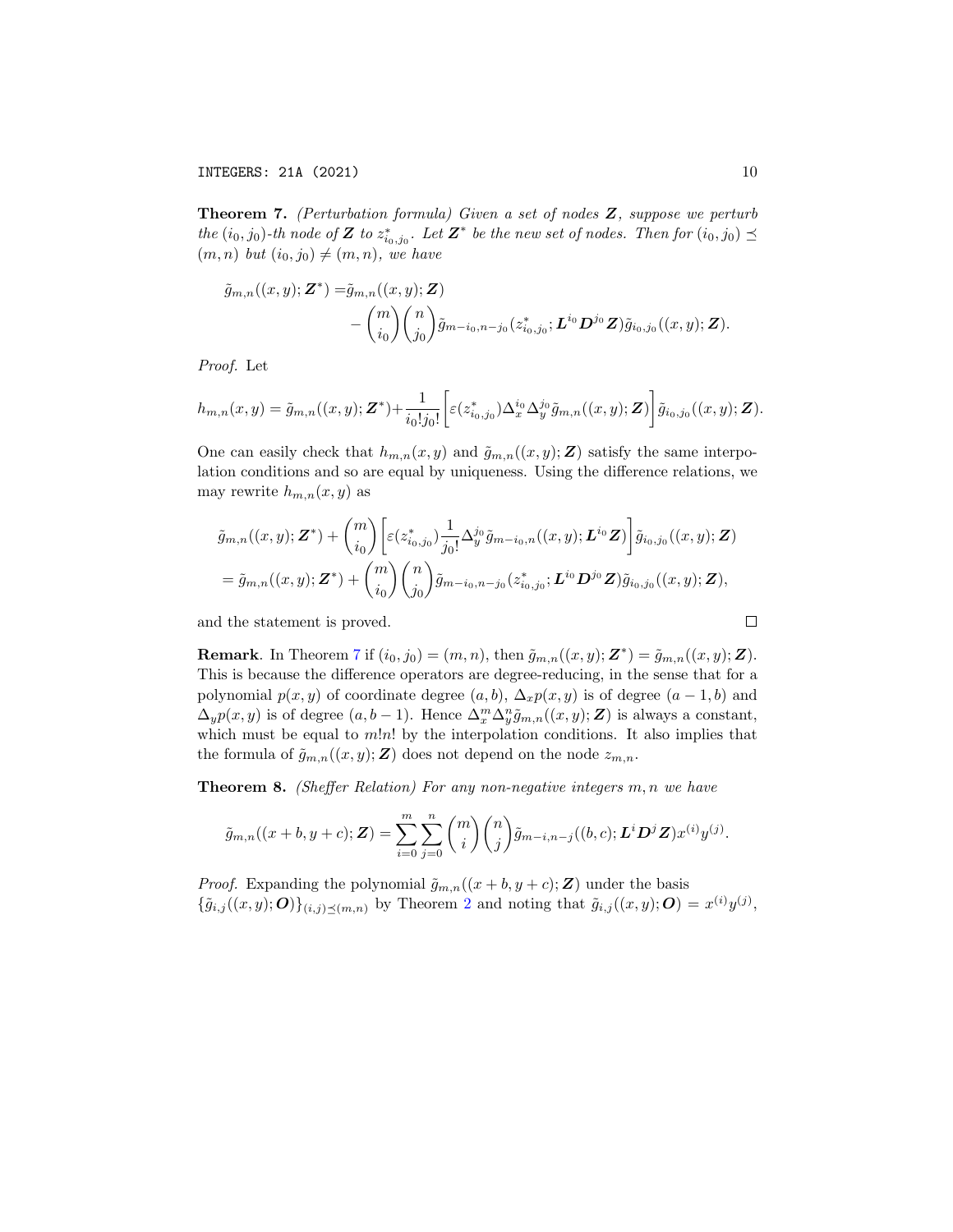**Theorem 7.** *(Perturbation formula) Given a set of nodes $\boldsymbol{Z}$, suppose we perturb the $(i_0, j_0)$-th node of $\boldsymbol{Z}$ to $z^*_{i_0,j_0}$. Let $\boldsymbol{Z}^*$ be the new set of nodes. Then for $(i_0, j_0) \preceq (m,n)$ but $(i_0, j_0) \neq (m,n)$, we have*

$$
\begin{aligned}
\tilde{g}_{m,n}((x,y);\boldsymbol{Z}^*) =& \tilde{g}_{m,n}((x,y);\boldsymbol{Z}) \\
& - \binom{m}{i_0}\binom{n}{j_0}\tilde{g}_{m-i_0,n-j_0}(z^*_{i_0,j_0};\boldsymbol{L}^{i_0}\boldsymbol{D}^{j_0}\boldsymbol{Z})\tilde{g}_{i_0,j_0}((x,y);\boldsymbol{Z}).
\end{aligned}
$$

*Proof.* Let

$$
h_{m,n}(x,y) = \tilde{g}_{m,n}((x,y);\boldsymbol{Z}^*) + \frac{1}{i_0!j_0!}\left[\varepsilon(z^*_{i_0,j_0})\Delta_x^{i_0}\Delta_y^{j_0}\tilde{g}_{m,n}((x,y);\boldsymbol{Z})\right]\tilde{g}_{i_0,j_0}((x,y);\boldsymbol{Z}).
$$

One can easily check that $h_{m,n}(x,y)$ and $\tilde{g}_{m,n}((x,y);\boldsymbol{Z})$ satisfy the same interpolation conditions and so are equal by uniqueness. Using the difference relations, we may rewrite $h_{m,n}(x,y)$ as

$$
\begin{aligned}
&\tilde{g}_{m,n}((x,y);\boldsymbol{Z}^*) + \binom{m}{i_0}\left[\varepsilon(z^*_{i_0,j_0})\frac{1}{j_0!}\Delta_y^{j_0}\tilde{g}_{m-i_0,n}((x,y);\boldsymbol{L}^{i_0}\boldsymbol{Z})\right]\tilde{g}_{i_0,j_0}((x,y);\boldsymbol{Z}) \\
&= \tilde{g}_{m,n}((x,y);\boldsymbol{Z}^*) + \binom{m}{i_0}\binom{n}{j_0}\tilde{g}_{m-i_0,n-j_0}(z^*_{i_0,j_0};\boldsymbol{L}^{i_0}\boldsymbol{D}^{j_0}\boldsymbol{Z})\tilde{g}_{i_0,j_0}((x,y);\boldsymbol{Z}),
\end{aligned}
$$

and the statement is proved. □

**Remark**. In Theorem 7 if $(i_0, j_0) = (m, n)$, then $\tilde{g}_{m,n}((x,y);\boldsymbol{Z}^*) = \tilde{g}_{m,n}((x,y);\boldsymbol{Z})$. This is because the difference operators are degree-reducing, in the sense that for a polynomial $p(x,y)$ of coordinate degree $(a,b)$, $\Delta_x p(x,y)$ is of degree $(a-1,b)$ and $\Delta_y p(x,y)$ is of degree $(a,b-1)$. Hence $\Delta_x^m\Delta_y^n\tilde{g}_{m,n}((x,y);\boldsymbol{Z})$ is always a constant, which must be equal to $m!n!$ by the interpolation conditions. It also implies that the formula of $\tilde{g}_{m,n}((x,y);\boldsymbol{Z})$ does not depend on the node $z_{m,n}$.

**Theorem 8.** *(Sheffer Relation) For any non-negative integers $m, n$ we have*

$$
\tilde{g}_{m,n}((x+b,y+c);\boldsymbol{Z}) = \sum_{i=0}^{m}\sum_{j=0}^{n}\binom{m}{i}\binom{n}{j}\tilde{g}_{m-i,n-j}((b,c);\boldsymbol{L}^i\boldsymbol{D}^j\boldsymbol{Z})x^{(i)}y^{(j)}.
$$

*Proof.* Expanding the polynomial $\tilde{g}_{m,n}((x+b,y+c);\boldsymbol{Z})$ under the basis $\{\tilde{g}_{i,j}((x,y);\boldsymbol{O})\}_{(i,j)\preceq(m,n)}$ by Theorem 2 and noting that $\tilde{g}_{i,j}((x,y);\boldsymbol{O}) = x^{(i)}y^{(j)}$,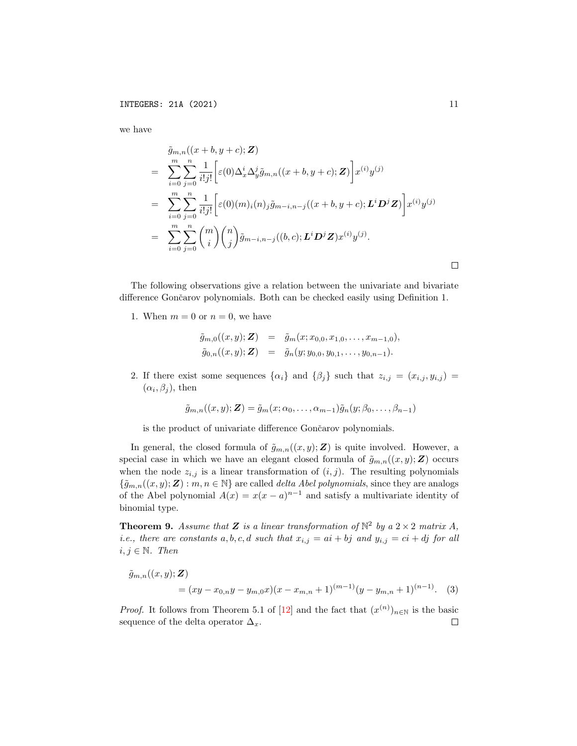we have

$$
\begin{aligned}
& \tilde{g}_{m,n}((x+b, y+c); \boldsymbol{Z}) \\
= & \sum_{i=0}^{m} \sum_{j=0}^{n} \frac{1}{i!j!} \bigg[ \varepsilon(0) \Delta_x^i \Delta_y^j \tilde{g}_{m,n}((x+b, y+c); \boldsymbol{Z}) \bigg] x^{(i)} y^{(j)} \\
= & \sum_{i=0}^{m} \sum_{j=0}^{n} \frac{1}{i!j!} \bigg[ \varepsilon(0) (m)_i (n)_j \tilde{g}_{m-i,n-j}((x+b, y+c); \boldsymbol{L}^i \boldsymbol{D}^j \boldsymbol{Z}) \bigg] x^{(i)} y^{(j)} \\
= & \sum_{i=0}^{m} \sum_{j=0}^{n} \binom{m}{i} \binom{n}{j} \tilde{g}_{m-i,n-j}((b,c); \boldsymbol{L}^i \boldsymbol{D}^j \boldsymbol{Z}) x^{(i)} y^{(j)}.
\end{aligned}
$$

□

The following observations give a relation between the univariate and bivariate difference Gončarov polynomials. Both can be checked easily using Definition 1.

1. When $m = 0$ or $n = 0$, we have

$$
\begin{aligned}
\tilde{g}_{m,0}((x,y); \boldsymbol{Z}) &= \tilde{g}_m(x; x_{0,0}, x_{1,0}, \ldots, x_{m-1,0}), \\
\tilde{g}_{0,n}((x,y); \boldsymbol{Z}) &= \tilde{g}_n(y; y_{0,0}, y_{0,1}, \ldots, y_{0,n-1}).
\end{aligned}
$$

2. If there exist some sequences $\{\alpha_i\}$ and $\{\beta_j\}$ such that $z_{i,j} = (x_{i,j}, y_{i,j}) = (\alpha_i, \beta_j)$, then

$$
\tilde{g}_{m,n}((x,y); \boldsymbol{Z}) = \tilde{g}_m(x; \alpha_0, \ldots, \alpha_{m-1}) \tilde{g}_n(y; \beta_0, \ldots, \beta_{n-1})
$$

is the product of univariate difference Gončarov polynomials.

In general, the closed formula of $\tilde{g}_{m,n}((x,y); \boldsymbol{Z})$ is quite involved. However, a special case in which we have an elegant closed formula of $\tilde{g}_{m,n}((x,y); \boldsymbol{Z})$ occurs when the node $z_{i,j}$ is a linear transformation of $(i,j)$. The resulting polynomials $\{\tilde{g}_{m,n}((x,y); \boldsymbol{Z}) : m, n \in \mathbb{N}\}$ are called *delta Abel polynomials*, since they are analogs of the Abel polynomial $A(x) = x(x-a)^{n-1}$ and satisfy a multivariate identity of binomial type.

**Theorem 9.** *Assume that $\boldsymbol{Z}$ is a linear transformation of $\mathbb{N}^2$ by a $2 \times 2$ matrix $A$, i.e., there are constants $a, b, c, d$ such that $x_{i,j} = ai + bj$ and $y_{i,j} = ci + dj$ for all $i, j \in \mathbb{N}$. Then*

$$
\begin{aligned}
& \tilde{g}_{m,n}((x,y); \boldsymbol{Z}) \\
& \qquad = (xy - x_{0,n} y - y_{m,0} x)(x - x_{m,n} + 1)^{(m-1)} (y - y_{m,n} + 1)^{(n-1)}. \quad (3)
\end{aligned}
$$

*Proof.* It follows from Theorem 5.1 of [12] and the fact that $(x^{(n)})_{n \in \mathbb{N}}$ is the basic sequence of the delta operator $\Delta_x$. □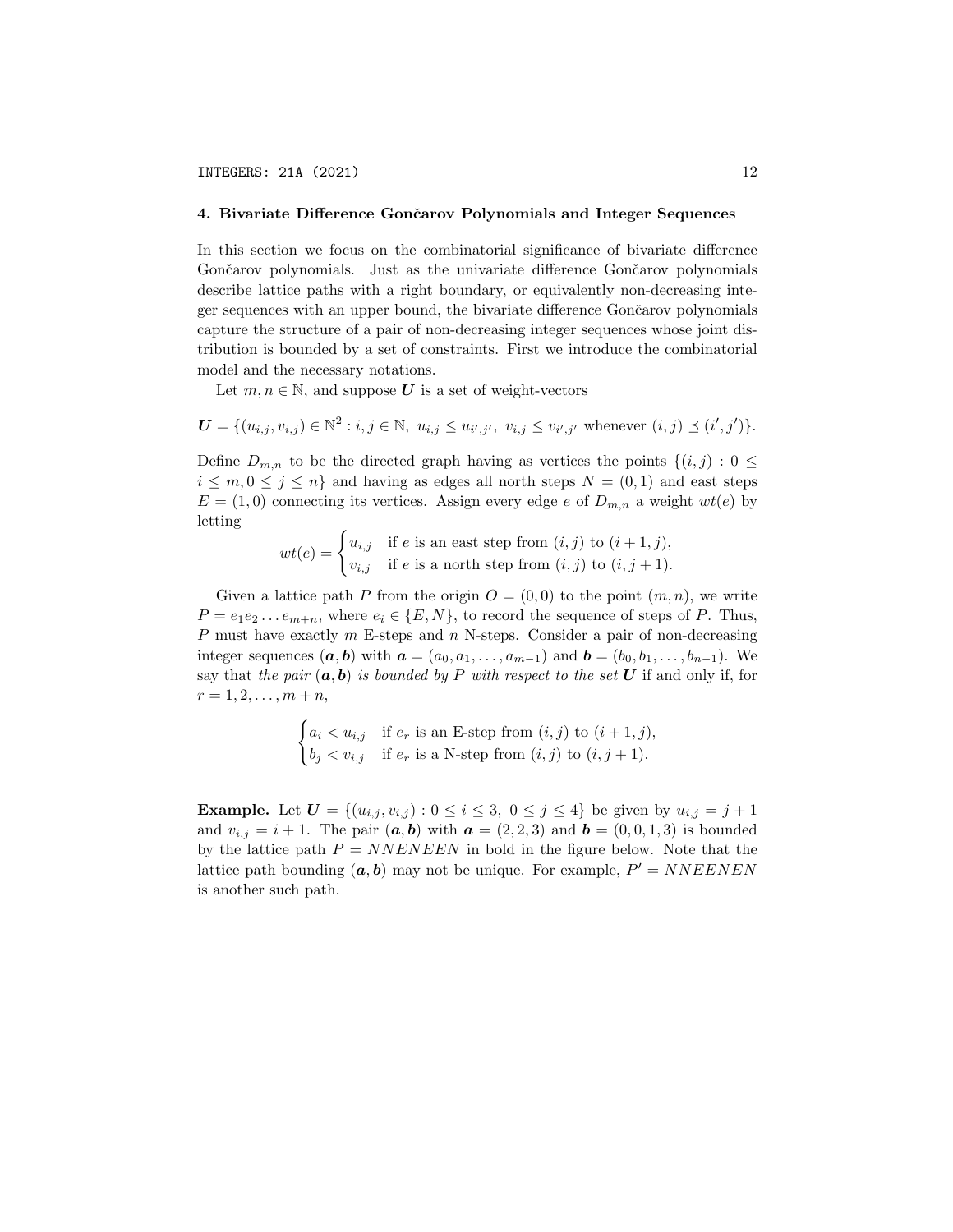## 4. Bivariate Difference Gončarov Polynomials and Integer Sequences

In this section we focus on the combinatorial significance of bivariate difference Gončarov polynomials. Just as the univariate difference Gončarov polynomials describe lattice paths with a right boundary, or equivalently non-decreasing integer sequences with an upper bound, the bivariate difference Gončarov polynomials capture the structure of a pair of non-decreasing integer sequences whose joint distribution is bounded by a set of constraints. First we introduce the combinatorial model and the necessary notations.

Let $m, n \in \mathbb{N}$, and suppose $\boldsymbol{U}$ is a set of weight-vectors

$$\boldsymbol{U} = \{(u_{i,j}, v_{i,j}) \in \mathbb{N}^2 : i, j \in \mathbb{N},\ u_{i,j} \leq u_{i',j'},\ v_{i,j} \leq v_{i',j'} \text{ whenever } (i,j) \preceq (i',j')\}.$$

Define $D_{m,n}$ to be the directed graph having as vertices the points $\{(i,j) : 0 \leq i \leq m, 0 \leq j \leq n\}$ and having as edges all north steps $N = (0,1)$ and east steps $E = (1,0)$ connecting its vertices. Assign every edge $e$ of $D_{m,n}$ a weight $wt(e)$ by letting

$$wt(e) = \begin{cases} u_{i,j} & \text{if } e \text{ is an east step from } (i,j) \text{ to } (i+1,j), \\ v_{i,j} & \text{if } e \text{ is a north step from } (i,j) \text{ to } (i,j+1). \end{cases}$$

Given a lattice path $P$ from the origin $O = (0,0)$ to the point $(m,n)$, we write $P = e_1 e_2 \ldots e_{m+n}$, where $e_i \in \{E, N\}$, to record the sequence of steps of $P$. Thus, $P$ must have exactly $m$ E-steps and $n$ N-steps. Consider a pair of non-decreasing integer sequences $(\boldsymbol{a}, \boldsymbol{b})$ with $\boldsymbol{a} = (a_0, a_1, \ldots, a_{m-1})$ and $\boldsymbol{b} = (b_0, b_1, \ldots, b_{n-1})$. We say that *the pair* $(\boldsymbol{a}, \boldsymbol{b})$ *is bounded by* $P$ *with respect to the set* $\boldsymbol{U}$ if and only if, for $r = 1, 2, \ldots, m+n$,

$$\begin{cases} a_i < u_{i,j} & \text{if } e_r \text{ is an E-step from } (i,j) \text{ to } (i+1,j), \\ b_j < v_{i,j} & \text{if } e_r \text{ is a N-step from } (i,j) \text{ to } (i,j+1). \end{cases}$$

**Example.** Let $\boldsymbol{U} = \{(u_{i,j}, v_{i,j}) : 0 \leq i \leq 3,\ 0 \leq j \leq 4\}$ be given by $u_{i,j} = j+1$ and $v_{i,j} = i+1$. The pair $(\boldsymbol{a}, \boldsymbol{b})$ with $\boldsymbol{a} = (2,2,3)$ and $\boldsymbol{b} = (0,0,1,3)$ is bounded by the lattice path $P = NNENEEN$ in bold in the figure below. Note that the lattice path bounding $(\boldsymbol{a}, \boldsymbol{b})$ may not be unique. For example, $P' = NNEENEN$ is another such path.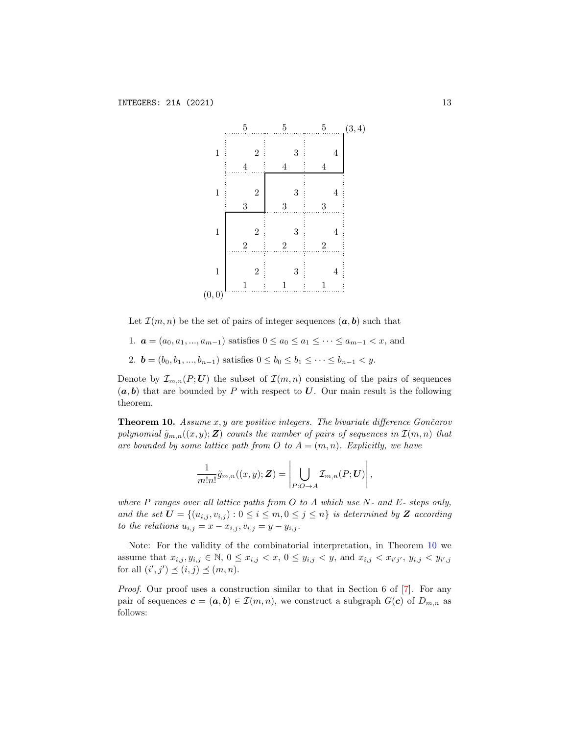Let $\mathcal{I}(m,n)$ be the set of pairs of integer sequences $(\boldsymbol{a},\boldsymbol{b})$ such that

1. $\boldsymbol{a} = (a_0, a_1, ..., a_{m-1})$ satisfies $0 \le a_0 \le a_1 \le \cdots \le a_{m-1} < x$, and
2. $\boldsymbol{b} = (b_0, b_1, ..., b_{n-1})$ satisfies $0 \le b_0 \le b_1 \le \cdots \le b_{n-1} < y$.

Denote by $\mathcal{I}_{m,n}(P;\boldsymbol{U})$ the subset of $\mathcal{I}(m,n)$ consisting of the pairs of sequences $(\boldsymbol{a},\boldsymbol{b})$ that are bounded by $P$ with respect to $\boldsymbol{U}$. Our main result is the following theorem.

**Theorem 10.** *Assume $x, y$ are positive integers. The bivariate difference Gončarov polynomial $\tilde{g}_{m,n}((x,y);\boldsymbol{Z})$ counts the number of pairs of sequences in $\mathcal{I}(m,n)$ that are bounded by some lattice path from $O$ to $A = (m,n)$. Explicitly, we have*

$$\frac{1}{m!n!}\tilde{g}_{m,n}((x,y);\boldsymbol{Z}) = \left| \bigcup_{P:O\to A} \mathcal{I}_{m,n}(P;\boldsymbol{U}) \right|,$$

*where $P$ ranges over all lattice paths from $O$ to $A$ which use $N$- and $E$- steps only, and the set $\boldsymbol{U} = \{(u_{i,j}, v_{i,j}) : 0 \le i \le m, 0 \le j \le n\}$ is determined by $\boldsymbol{Z}$ according to the relations $u_{i,j} = x - x_{i,j}$, $v_{i,j} = y - y_{i,j}$.*

Note: For the validity of the combinatorial interpretation, in Theorem 10 we assume that $x_{i,j}, y_{i,j} \in \mathbb{N}$, $0 \le x_{i,j} < x$, $0 \le y_{i,j} < y$, and $x_{i,j} < x_{i'j'}$, $y_{i,j} < y_{i',j}$ for all $(i',j') \preceq (i,j) \preceq (m,n)$.

*Proof.* Our proof uses a construction similar to that in Section 6 of [7]. For any pair of sequences $\boldsymbol{c} = (\boldsymbol{a},\boldsymbol{b}) \in \mathcal{I}(m,n)$, we construct a subgraph $G(\boldsymbol{c})$ of $D_{m,n}$ as follows: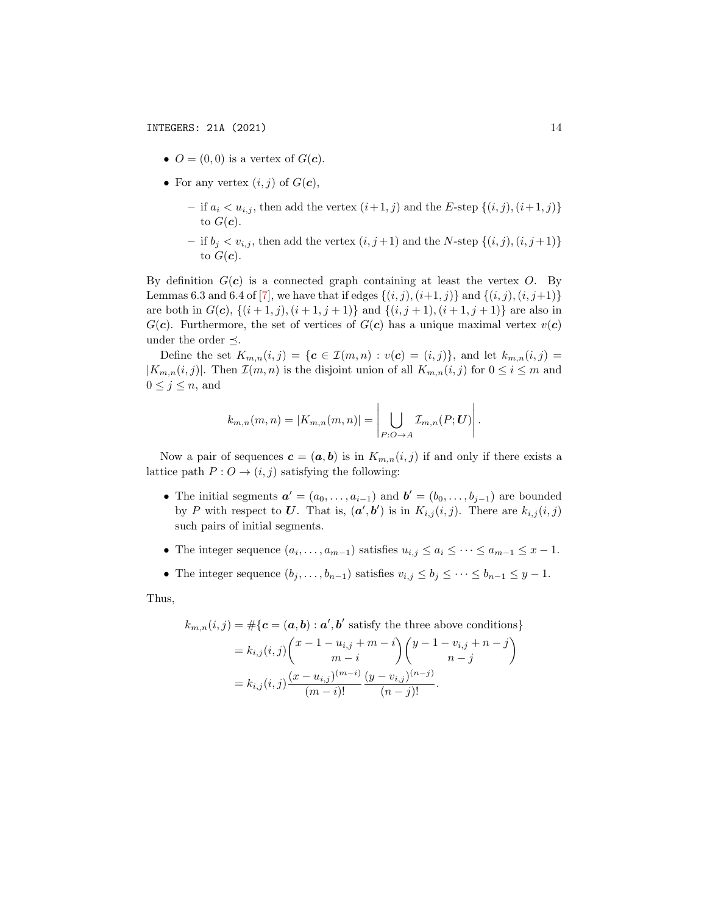- $O = (0, 0)$ is a vertex of $G(\boldsymbol{c})$.
- For any vertex $(i, j)$ of $G(\boldsymbol{c})$,
  - if $a_i < u_{i,j}$, then add the vertex $(i+1, j)$ and the $E$-step $\{(i, j), (i+1, j)\}$ to $G(\boldsymbol{c})$.
  - if $b_j < v_{i,j}$, then add the vertex $(i, j+1)$ and the $N$-step $\{(i, j), (i, j+1)\}$ to $G(\boldsymbol{c})$.

By definition $G(\boldsymbol{c})$ is a connected graph containing at least the vertex $O$. By Lemmas 6.3 and 6.4 of [7], we have that if edges $\{(i, j), (i+1, j)\}$ and $\{(i, j), (i, j+1)\}$ are both in $G(\boldsymbol{c})$, $\{(i+1, j), (i+1, j+1)\}$ and $\{(i, j+1), (i+1, j+1)\}$ are also in $G(\boldsymbol{c})$. Furthermore, the set of vertices of $G(\boldsymbol{c})$ has a unique maximal vertex $v(\boldsymbol{c})$ under the order $\preceq$.

Define the set $K_{m,n}(i, j) = \{\boldsymbol{c} \in \mathcal{I}(m, n) : v(\boldsymbol{c}) = (i, j)\}$, and let $k_{m,n}(i, j) = |K_{m,n}(i, j)|$. Then $\mathcal{I}(m, n)$ is the disjoint union of all $K_{m,n}(i, j)$ for $0 \le i \le m$ and $0 \le j \le n$, and

$$k_{m,n}(m, n) = |K_{m,n}(m, n)| = \left| \bigcup_{P:O \to A} \mathcal{I}_{m,n}(P; \boldsymbol{U}) \right|.$$

Now a pair of sequences $\boldsymbol{c} = (\boldsymbol{a}, \boldsymbol{b})$ is in $K_{m,n}(i, j)$ if and only if there exists a lattice path $P : O \to (i, j)$ satisfying the following:

- The initial segments $\boldsymbol{a}' = (a_0, \dots, a_{i-1})$ and $\boldsymbol{b}' = (b_0, \dots, b_{j-1})$ are bounded by $P$ with respect to $\boldsymbol{U}$. That is, $(\boldsymbol{a}', \boldsymbol{b}')$ is in $K_{i,j}(i, j)$. There are $k_{i,j}(i, j)$ such pairs of initial segments.
- The integer sequence $(a_i, \dots, a_{m-1})$ satisfies $u_{i,j} \le a_i \le \cdots \le a_{m-1} \le x - 1$.
- The integer sequence $(b_j, \dots, b_{n-1})$ satisfies $v_{i,j} \le b_j \le \cdots \le b_{n-1} \le y - 1$.

Thus,

$$\begin{aligned}
k_{m,n}(i, j) &= \#\{\boldsymbol{c} = (\boldsymbol{a}, \boldsymbol{b}) : \boldsymbol{a}', \boldsymbol{b}' \text{ satisfy the three above conditions}\} \\
&= k_{i,j}(i, j) \binom{x - 1 - u_{i,j} + m - i}{m - i} \binom{y - 1 - v_{i,j} + n - j}{n - j} \\
&= k_{i,j}(i, j) \frac{(x - u_{i,j})^{(m-i)}}{(m - i)!} \frac{(y - v_{i,j})^{(n-j)}}{(n - j)!}.
\end{aligned}$$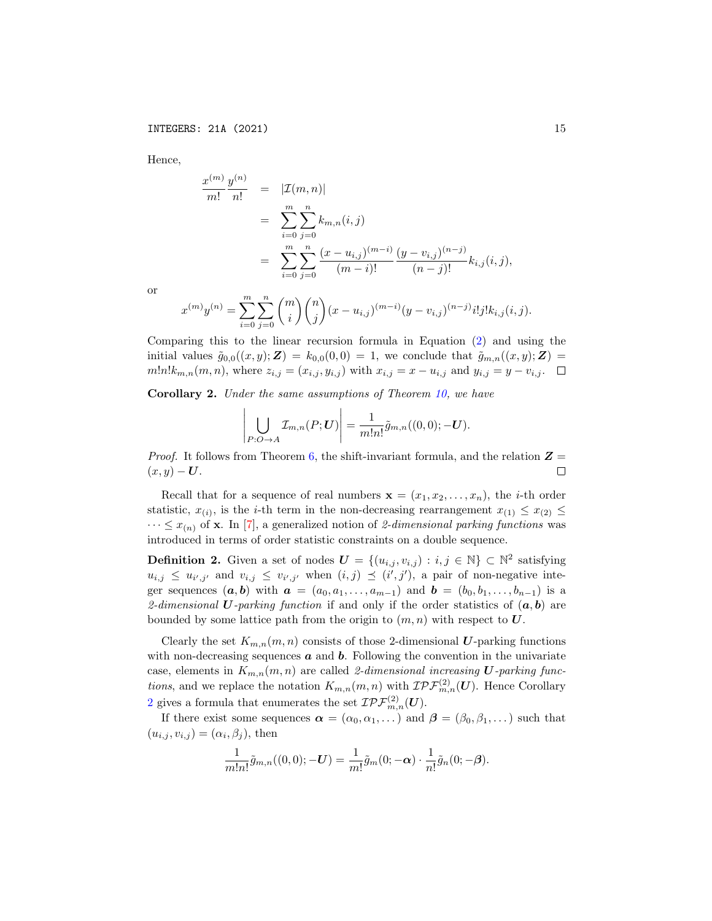Hence,

$$
\begin{aligned}
\frac{x^{(m)}}{m!}\frac{y^{(n)}}{n!} &= |\mathcal{I}(m,n)| \\
&= \sum_{i=0}^{m}\sum_{j=0}^{n} k_{m,n}(i,j) \\
&= \sum_{i=0}^{m}\sum_{j=0}^{n} \frac{(x-u_{i,j})^{(m-i)}}{(m-i)!}\frac{(y-v_{i,j})^{(n-j)}}{(n-j)!} k_{i,j}(i,j),
\end{aligned}
$$

or

$$
x^{(m)}y^{(n)} = \sum_{i=0}^{m}\sum_{j=0}^{n} \binom{m}{i}\binom{n}{j}(x-u_{i,j})^{(m-i)}(y-v_{i,j})^{(n-j)} i! j! k_{i,j}(i,j).
$$

Comparing this to the linear recursion formula in Equation (2) and using the initial values $\tilde{g}_{0,0}((x,y);\boldsymbol{Z}) = k_{0,0}(0,0) = 1$, we conclude that $\tilde{g}_{m,n}((x,y);\boldsymbol{Z}) = m!n!k_{m,n}(m,n)$, where $z_{i,j} = (x_{i,j}, y_{i,j})$ with $x_{i,j} = x - u_{i,j}$ and $y_{i,j} = y - v_{i,j}$. $\square$

**Corollary 2.** *Under the same assumptions of Theorem 10, we have*

$$
\left| \bigcup_{P:O\to A} \mathcal{I}_{m,n}(P;\boldsymbol{U}) \right| = \frac{1}{m!n!}\tilde{g}_{m,n}((0,0);-\boldsymbol{U}).
$$

*Proof.* It follows from Theorem 6, the shift-invariant formula, and the relation $\boldsymbol{Z} = (x,y) - \boldsymbol{U}$. $\square$

Recall that for a sequence of real numbers $\mathbf{x} = (x_1, x_2, \ldots, x_n)$, the $i$-th order statistic, $x_{(i)}$, is the $i$-th term in the non-decreasing rearrangement $x_{(1)} \le x_{(2)} \le \cdots \le x_{(n)}$ of $\mathbf{x}$. In [7], a generalized notion of *2-dimensional parking functions* was introduced in terms of order statistic constraints on a double sequence.

**Definition 2.** Given a set of nodes $\boldsymbol{U} = \{(u_{i,j}, v_{i,j}) : i,j \in \mathbb{N}\} \subset \mathbb{N}^2$ satisfying $u_{i,j} \le u_{i',j'}$ and $v_{i,j} \le v_{i',j'}$ when $(i,j) \preceq (i',j')$, a pair of non-negative integer sequences $(\boldsymbol{a},\boldsymbol{b})$ with $\boldsymbol{a} = (a_0, a_1, \ldots, a_{m-1})$ and $\boldsymbol{b} = (b_0, b_1, \ldots, b_{n-1})$ is a *2-dimensional $\boldsymbol{U}$-parking function* if and only if the order statistics of $(\boldsymbol{a},\boldsymbol{b})$ are bounded by some lattice path from the origin to $(m,n)$ with respect to $\boldsymbol{U}$.

Clearly the set $K_{m,n}(m,n)$ consists of those 2-dimensional $\boldsymbol{U}$-parking functions with non-decreasing sequences $\boldsymbol{a}$ and $\boldsymbol{b}$. Following the convention in the univariate case, elements in $K_{m,n}(m,n)$ are called *2-dimensional increasing $\boldsymbol{U}$-parking functions*, and we replace the notation $K_{m,n}(m,n)$ with $\mathcal{IPF}^{(2)}_{m,n}(\boldsymbol{U})$. Hence Corollary 2 gives a formula that enumerates the set $\mathcal{IPF}^{(2)}_{m,n}(\boldsymbol{U})$.

If there exist some sequences $\boldsymbol{\alpha} = (\alpha_0, \alpha_1, \ldots)$ and $\boldsymbol{\beta} = (\beta_0, \beta_1, \ldots)$ such that $(u_{i,j}, v_{i,j}) = (\alpha_i, \beta_j)$, then

$$
\frac{1}{m!n!}\tilde{g}_{m,n}((0,0);-\boldsymbol{U}) = \frac{1}{m!}\tilde{g}_m(0;-\boldsymbol{\alpha}) \cdot \frac{1}{n!}\tilde{g}_n(0;-\boldsymbol{\beta}).
$$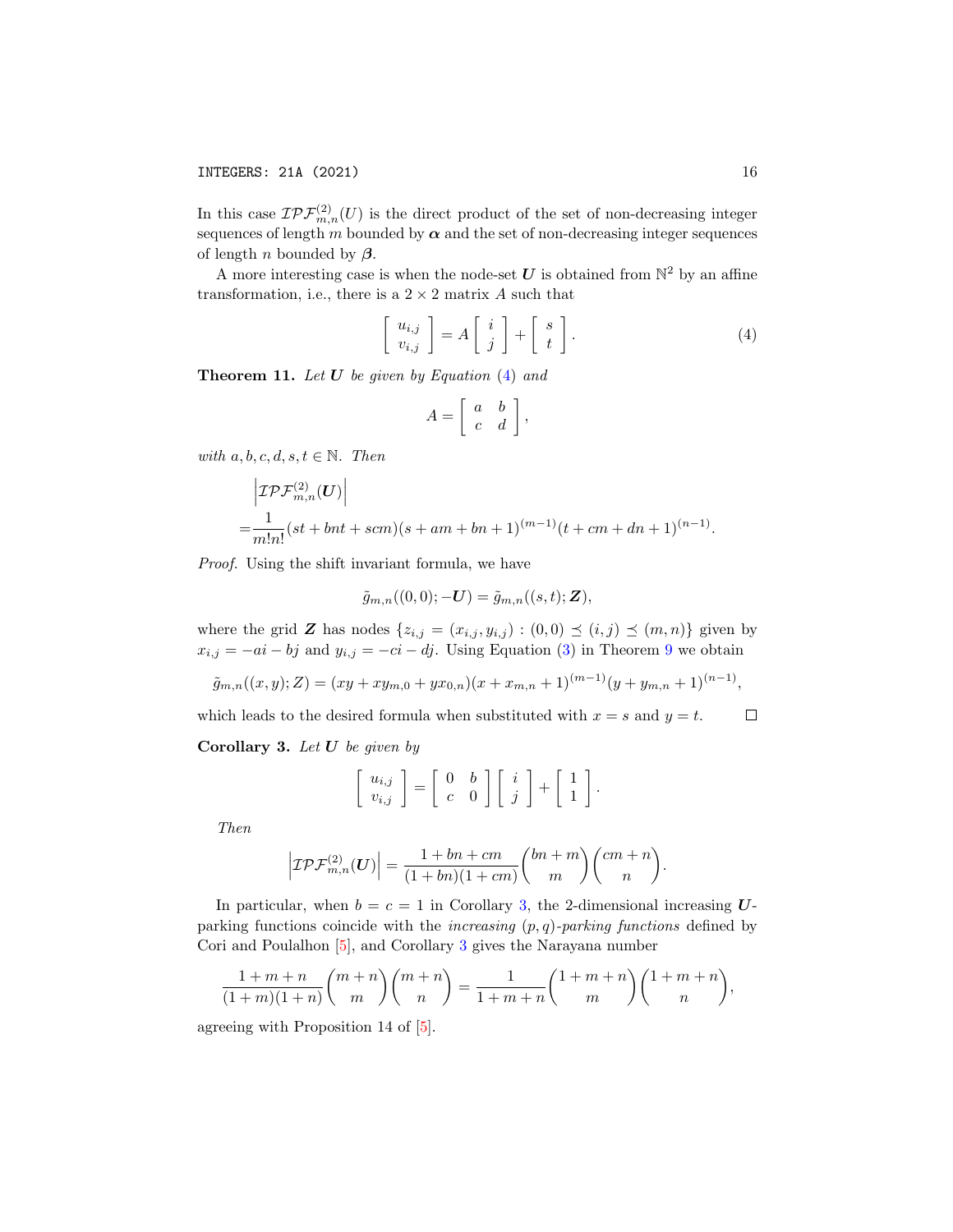In this case $\mathcal{IPF}^{(2)}_{m,n}(U)$ is the direct product of the set of non-decreasing integer sequences of length $m$ bounded by $\boldsymbol{\alpha}$ and the set of non-decreasing integer sequences of length $n$ bounded by $\boldsymbol{\beta}$.

A more interesting case is when the node-set $\boldsymbol{U}$ is obtained from $\mathbb{N}^2$ by an affine transformation, i.e., there is a $2 \times 2$ matrix $A$ such that

$$\begin{bmatrix} u_{i,j} \\ v_{i,j} \end{bmatrix} = A \begin{bmatrix} i \\ j \end{bmatrix} + \begin{bmatrix} s \\ t \end{bmatrix}. \tag{4}$$

**Theorem 11.** *Let $\boldsymbol{U}$ be given by Equation (4) and*

$$A = \begin{bmatrix} a & b \\ c & d \end{bmatrix},$$

*with $a, b, c, d, s, t \in \mathbb{N}$. Then*

$$\begin{aligned}
&\left|\mathcal{IPF}^{(2)}_{m,n}(\boldsymbol{U})\right| \\
=&\frac{1}{m!n!}(st + bnt + scm)(s + am + bn + 1)^{(m-1)}(t + cm + dn + 1)^{(n-1)}.
\end{aligned}$$

*Proof.* Using the shift invariant formula, we have

$$\tilde{g}_{m,n}((0,0); -\boldsymbol{U}) = \tilde{g}_{m,n}((s,t); \boldsymbol{Z}),$$

where the grid $\boldsymbol{Z}$ has nodes $\{z_{i,j} = (x_{i,j}, y_{i,j}) : (0,0) \preceq (i,j) \preceq (m,n)\}$ given by $x_{i,j} = -ai - bj$ and $y_{i,j} = -ci - dj$. Using Equation (3) in Theorem 9 we obtain

$$\tilde{g}_{m,n}((x,y); Z) = (xy + xy_{m,0} + yx_{0,n})(x + x_{m,n} + 1)^{(m-1)}(y + y_{m,n} + 1)^{(n-1)},$$

which leads to the desired formula when substituted with $x = s$ and $y = t$. $\square$

**Corollary 3.** *Let $\boldsymbol{U}$ be given by*

$$\begin{bmatrix} u_{i,j} \\ v_{i,j} \end{bmatrix} = \begin{bmatrix} 0 & b \\ c & 0 \end{bmatrix} \begin{bmatrix} i \\ j \end{bmatrix} + \begin{bmatrix} 1 \\ 1 \end{bmatrix}.$$

*Then*

$$\left|\mathcal{IPF}^{(2)}_{m,n}(\boldsymbol{U})\right| = \frac{1 + bn + cm}{(1 + bn)(1 + cm)} \binom{bn + m}{m} \binom{cm + n}{n}.$$

In particular, when $b = c = 1$ in Corollary 3, the 2-dimensional increasing $\boldsymbol{U}$-parking functions coincide with the *increasing $(p,q)$-parking functions* defined by Cori and Poulalhon [5], and Corollary 3 gives the Narayana number

$$\frac{1 + m + n}{(1 + m)(1 + n)} \binom{m + n}{m} \binom{m + n}{n} = \frac{1}{1 + m + n} \binom{1 + m + n}{m} \binom{1 + m + n}{n},$$

agreeing with Proposition 14 of [5].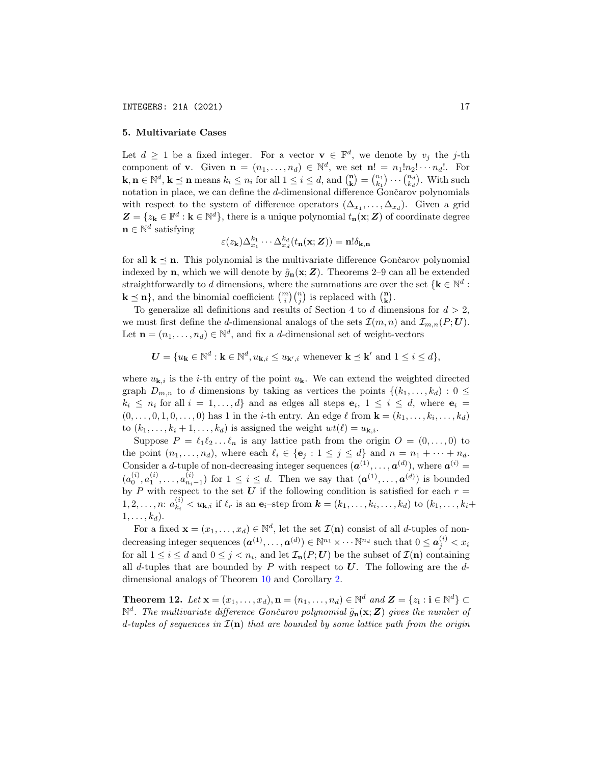## 5. Multivariate Cases

Let $d \geq 1$ be a fixed integer. For a vector $\mathbf{v} \in \mathbb{F}^d$, we denote by $v_j$ the $j$-th component of $\mathbf{v}$. Given $\mathbf{n} = (n_1, \ldots, n_d) \in \mathbb{N}^d$, we set $\mathbf{n}! = n_1! n_2! \cdots n_d!$. For $\mathbf{k}, \mathbf{n} \in \mathbb{N}^d$, $\mathbf{k} \preceq \mathbf{n}$ means $k_i \leq n_i$ for all $1 \leq i \leq d$, and $\binom{\mathbf{n}}{\mathbf{k}} = \binom{n_1}{k_1} \cdots \binom{n_d}{k_d}$. With such notation in place, we can define the $d$-dimensional difference Gončarov polynomials with respect to the system of difference operators $(\Delta_{x_1}, \ldots, \Delta_{x_d})$. Given a grid $\boldsymbol{Z} = \{z_{\mathbf{k}} \in \mathbb{F}^d : \mathbf{k} \in \mathbb{N}^d\}$, there is a unique polynomial $t_{\mathbf{n}}(\mathbf{x}; \boldsymbol{Z})$ of coordinate degree $\mathbf{n} \in \mathbb{N}^d$ satisfying

$$\varepsilon(z_{\mathbf{k}}) \Delta_{x_1}^{k_1} \cdots \Delta_{x_d}^{k_d}(t_{\mathbf{n}}(\mathbf{x}; \boldsymbol{Z})) = \mathbf{n}! \delta_{\mathbf{k},\mathbf{n}}$$

for all $\mathbf{k} \preceq \mathbf{n}$. This polynomial is the multivariate difference Gončarov polynomial indexed by $\mathbf{n}$, which we will denote by $\tilde{g}_{\mathbf{n}}(\mathbf{x}; \boldsymbol{Z})$. Theorems 2–9 can all be extended straightforwardly to $d$ dimensions, where the summations are over the set $\{\mathbf{k} \in \mathbb{N}^d : \mathbf{k} \preceq \mathbf{n}\}$, and the binomial coefficient $\binom{m}{i}\binom{n}{j}$ is replaced with $\binom{\mathbf{n}}{\mathbf{k}}$.

To generalize all definitions and results of Section 4 to $d$ dimensions for $d > 2$, we must first define the $d$-dimensional analogs of the sets $\mathcal{I}(m, n)$ and $\mathcal{I}_{m,n}(P; \boldsymbol{U})$. Let $\mathbf{n} = (n_1, \ldots, n_d) \in \mathbb{N}^d$, and fix a $d$-dimensional set of weight-vectors

$$\boldsymbol{U} = \{u_{\mathbf{k}} \in \mathbb{N}^d : \mathbf{k} \in \mathbb{N}^d, u_{\mathbf{k},i} \leq u_{\mathbf{k}',i} \text{ whenever } \mathbf{k} \preceq \mathbf{k}' \text{ and } 1 \leq i \leq d\},$$

where $u_{\mathbf{k},i}$ is the $i$-th entry of the point $u_{\mathbf{k}}$. We can extend the weighted directed graph $D_{m,n}$ to $d$ dimensions by taking as vertices the points $\{(k_1, \ldots, k_d) : 0 \leq k_i \leq n_i \text{ for all } i = 1, \ldots, d\}$ and as edges all steps $\mathbf{e}_i$, $1 \leq i \leq d$, where $\mathbf{e}_i = (0, \ldots, 0, 1, 0, \ldots, 0)$ has 1 in the $i$-th entry. An edge $\ell$ from $\mathbf{k} = (k_1, \ldots, k_i, \ldots, k_d)$ to $(k_1, \ldots, k_i + 1, \ldots, k_d)$ is assigned the weight $wt(\ell) = u_{\mathbf{k},i}$.

Suppose $P = \ell_1 \ell_2 \ldots \ell_n$ is any lattice path from the origin $O = (0, \ldots, 0)$ to the point $(n_1, \ldots, n_d)$, where each $\ell_i \in \{\mathbf{e}_j : 1 \leq j \leq d\}$ and $n = n_1 + \cdots + n_d$. Consider a $d$-tuple of non-decreasing integer sequences $(\boldsymbol{a}^{(1)}, \ldots, \boldsymbol{a}^{(d)})$, where $\boldsymbol{a}^{(i)} = (a_0^{(i)}, a_1^{(i)}, \ldots, a_{n_i-1}^{(i)})$ for $1 \leq i \leq d$. Then we say that $(\boldsymbol{a}^{(1)}, \ldots, \boldsymbol{a}^{(d)})$ is bounded by $P$ with respect to the set $\boldsymbol{U}$ if the following condition is satisfied for each $r = 1, 2, \ldots, n$: $a_{k_i}^{(i)} < u_{\mathbf{k},i}$ if $\ell_r$ is an $\mathbf{e}_i$–step from $\boldsymbol{k} = (k_1, \ldots, k_i, \ldots, k_d)$ to $(k_1, \ldots, k_i + 1, \ldots, k_d)$.

For a fixed $\mathbf{x} = (x_1, \ldots, x_d) \in \mathbb{N}^d$, let the set $\mathcal{I}(\mathbf{n})$ consist of all $d$-tuples of non-decreasing integer sequences $(\boldsymbol{a}^{(1)}, \ldots, \boldsymbol{a}^{(d)}) \in \mathbb{N}^{n_1} \times \cdots \mathbb{N}^{n_d}$ such that $0 \leq \boldsymbol{a}_j^{(i)} < x_i$ for all $1 \leq i \leq d$ and $0 \leq j < n_i$, and let $\mathcal{I}_{\mathbf{n}}(P; \boldsymbol{U})$ be the subset of $\mathcal{I}(\mathbf{n})$ containing all $d$-tuples that are bounded by $P$ with respect to $\boldsymbol{U}$. The following are the $d$-dimensional analogs of Theorem 10 and Corollary 2.

**Theorem 12.** *Let $\mathbf{x} = (x_1, \ldots, x_d), \mathbf{n} = (n_1, \ldots, n_d) \in \mathbb{N}^d$ and $\boldsymbol{Z} = \{z_{\mathbf{i}} : \mathbf{i} \in \mathbb{N}^d\} \subset \mathbb{N}^d$. The multivariate difference Gončarov polynomial $\tilde{g}_{\mathbf{n}}(\mathbf{x}; \boldsymbol{Z})$ gives the number of $d$-tuples of sequences in $\mathcal{I}(\mathbf{n})$ that are bounded by some lattice path from the origin*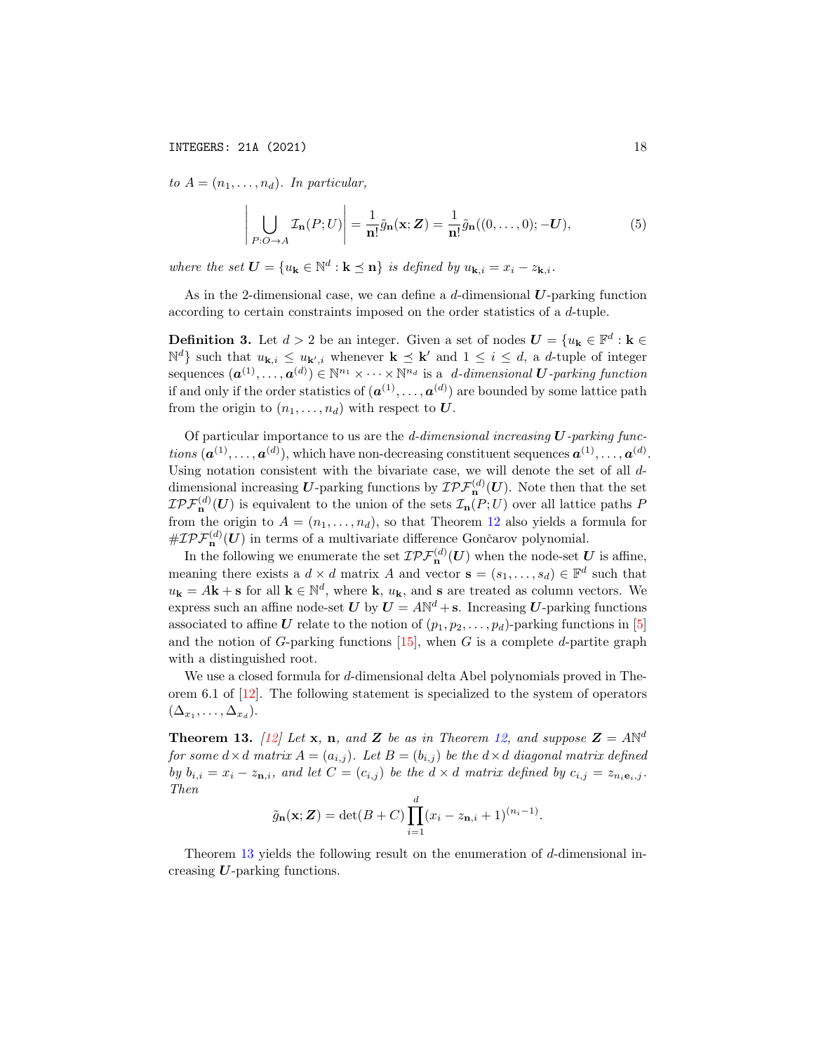*to* $A = (n_1, \ldots, n_d)$*. In particular,*

$$\left| \bigcup_{P:O\to A} \mathcal{I}_{\mathbf{n}}(P;U) \right| = \frac{1}{\mathbf{n}!}\tilde{g}_{\mathbf{n}}(\mathbf{x};\boldsymbol{Z}) = \frac{1}{\mathbf{n}!}\tilde{g}_{\mathbf{n}}((0,\ldots,0);-\boldsymbol{U}), \tag{5}$$

*where the set* $\boldsymbol{U} = \{u_{\mathbf{k}} \in \mathbb{N}^d : \mathbf{k} \preceq \mathbf{n}\}$ *is defined by* $u_{\mathbf{k},i} = x_i - z_{\mathbf{k},i}$*.*

As in the 2-dimensional case, we can define a $d$-dimensional $\boldsymbol{U}$-parking function according to certain constraints imposed on the order statistics of a $d$-tuple.

**Definition 3.** Let $d > 2$ be an integer. Given a set of nodes $\boldsymbol{U} = \{u_{\mathbf{k}} \in \mathbb{F}^d : \mathbf{k} \in \mathbb{N}^d\}$ such that $u_{\mathbf{k},i} \leq u_{\mathbf{k}',i}$ whenever $\mathbf{k} \preceq \mathbf{k}'$ and $1 \leq i \leq d$, a $d$-tuple of integer sequences $(\boldsymbol{a}^{(1)}, \ldots, \boldsymbol{a}^{(d)}) \in \mathbb{N}^{n_1} \times \cdots \times \mathbb{N}^{n_d}$ is a *$d$-dimensional $\boldsymbol{U}$-parking function* if and only if the order statistics of $(\boldsymbol{a}^{(1)}, \ldots, \boldsymbol{a}^{(d)})$ are bounded by some lattice path from the origin to $(n_1, \ldots, n_d)$ with respect to $\boldsymbol{U}$.

Of particular importance to us are the *$d$-dimensional increasing $\boldsymbol{U}$-parking functions* $(\boldsymbol{a}^{(1)}, \ldots, \boldsymbol{a}^{(d)})$, which have non-decreasing constituent sequences $\boldsymbol{a}^{(1)}, \ldots, \boldsymbol{a}^{(d)}$. Using notation consistent with the bivariate case, we will denote the set of all $d$-dimensional increasing $\boldsymbol{U}$-parking functions by $\mathcal{IPF}^{(d)}_{\mathbf{n}}(\boldsymbol{U})$. Note then that the set $\mathcal{IPF}^{(d)}_{\mathbf{n}}(\boldsymbol{U})$ is equivalent to the union of the sets $\mathcal{I}_{\mathbf{n}}(P;U)$ over all lattice paths $P$ from the origin to $A = (n_1, \ldots, n_d)$, so that Theorem 12 also yields a formula for $\#\mathcal{IPF}^{(d)}_{\mathbf{n}}(\boldsymbol{U})$ in terms of a multivariate difference Gončarov polynomial.

In the following we enumerate the set $\mathcal{IPF}^{(d)}_{\mathbf{n}}(\boldsymbol{U})$ when the node-set $\boldsymbol{U}$ is affine, meaning there exists a $d \times d$ matrix $A$ and vector $\mathbf{s} = (s_1, \ldots, s_d) \in \mathbb{F}^d$ such that $u_{\mathbf{k}} = A\mathbf{k} + \mathbf{s}$ for all $\mathbf{k} \in \mathbb{N}^d$, where $\mathbf{k}$, $u_{\mathbf{k}}$, and $\mathbf{s}$ are treated as column vectors. We express such an affine node-set $\boldsymbol{U}$ by $\boldsymbol{U} = A\mathbb{N}^d + \mathbf{s}$. Increasing $\boldsymbol{U}$-parking functions associated to affine $\boldsymbol{U}$ relate to the notion of $(p_1, p_2, \ldots, p_d)$-parking functions in [5] and the notion of $G$-parking functions [15], when $G$ is a complete $d$-partite graph with a distinguished root.

We use a closed formula for $d$-dimensional delta Abel polynomials proved in Theorem 6.1 of [12]. The following statement is specialized to the system of operators $(\Delta_{x_1}, \ldots, \Delta_{x_d})$.

**Theorem 13.** *[12] Let* $\mathbf{x}$*,* $\mathbf{n}$*, and* $\boldsymbol{Z}$ *be as in Theorem 12, and suppose* $\boldsymbol{Z} = A\mathbb{N}^d$ *for some* $d \times d$ *matrix* $A = (a_{i,j})$*. Let* $B = (b_{i,j})$ *be the* $d \times d$ *diagonal matrix defined by* $b_{i,i} = x_i - z_{\mathbf{n},i}$*, and let* $C = (c_{i,j})$ *be the* $d \times d$ *matrix defined by* $c_{i,j} = z_{n_i \mathbf{e}_i, j}$*. Then*

$$\tilde{g}_{\mathbf{n}}(\mathbf{x};\boldsymbol{Z}) = \det(B + C) \prod_{i=1}^{d} (x_i - z_{\mathbf{n},i} + 1)^{(n_i - 1)}.$$

Theorem 13 yields the following result on the enumeration of $d$-dimensional increasing $\boldsymbol{U}$-parking functions.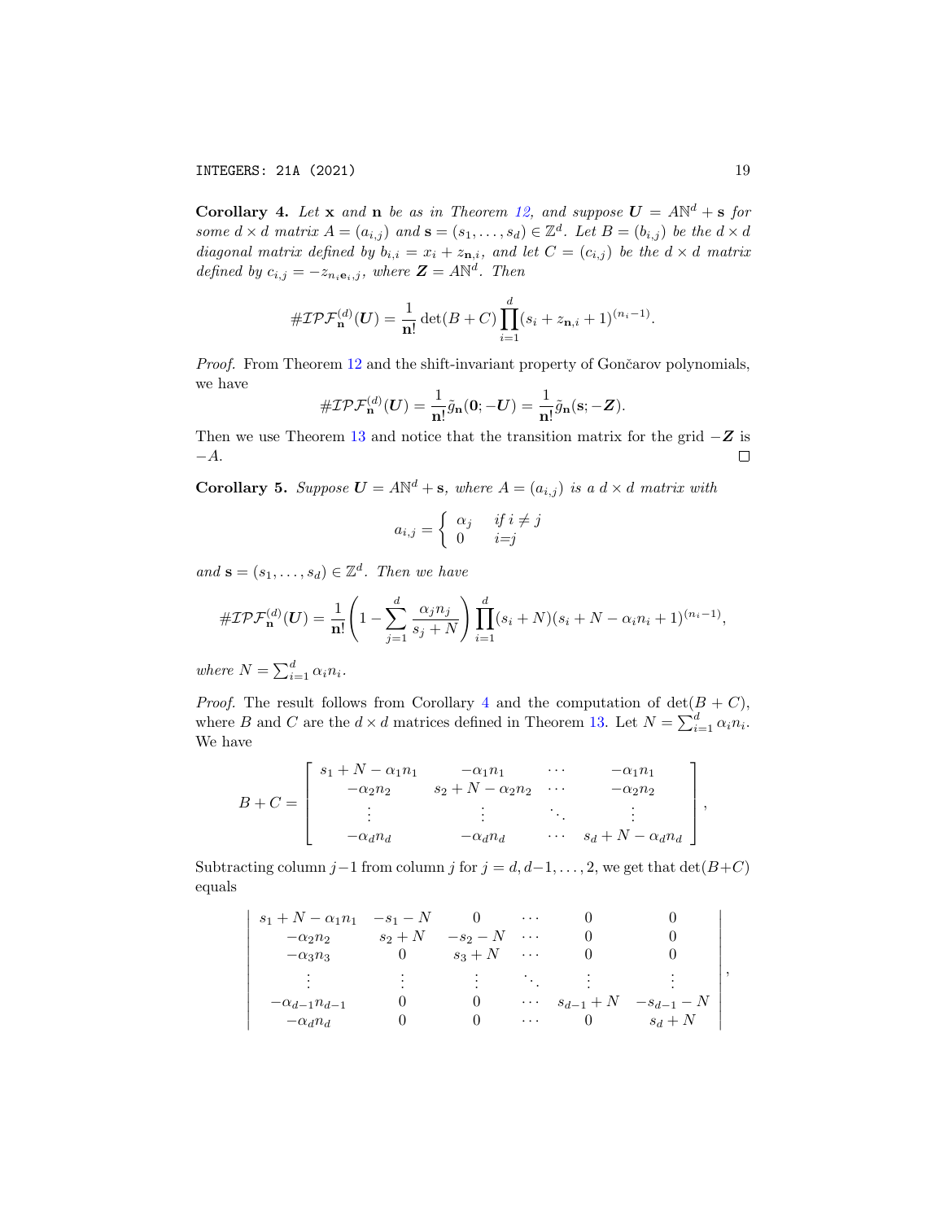**Corollary 4.** *Let* $\mathbf{x}$ *and* $\mathbf{n}$ *be as in Theorem 12, and suppose* $\boldsymbol{U} = A\mathbb{N}^d + \mathbf{s}$ *for some* $d \times d$ *matrix* $A = (a_{i,j})$ *and* $\mathbf{s} = (s_1, \ldots, s_d) \in \mathbb{Z}^d$. *Let* $B = (b_{i,j})$ *be the* $d \times d$ *diagonal matrix defined by* $b_{i,i} = x_i + z_{\mathbf{n},i}$, *and let* $C = (c_{i,j})$ *be the* $d \times d$ *matrix defined by* $c_{i,j} = -z_{n_i \mathbf{e}_i, j}$, *where* $\boldsymbol{Z} = A\mathbb{N}^d$. *Then*

$$\#\mathcal{IPF}_{\mathbf{n}}^{(d)}(\boldsymbol{U}) = \frac{1}{\mathbf{n}!}\det(B + C)\prod_{i=1}^{d}(s_i + z_{\mathbf{n},i} + 1)^{(n_i - 1)}.$$

*Proof.* From Theorem 12 and the shift-invariant property of Gončarov polynomials, we have

$$\#\mathcal{IPF}_{\mathbf{n}}^{(d)}(\boldsymbol{U}) = \frac{1}{\mathbf{n}!}\tilde{g}_{\mathbf{n}}(\mathbf{0}; -\boldsymbol{U}) = \frac{1}{\mathbf{n}!}\tilde{g}_{\mathbf{n}}(\mathbf{s}; -\boldsymbol{Z}).$$

Then we use Theorem 13 and notice that the transition matrix for the grid $-\boldsymbol{Z}$ is $-A$. $\square$

**Corollary 5.** *Suppose* $\boldsymbol{U} = A\mathbb{N}^d + \mathbf{s}$, *where* $A = (a_{i,j})$ *is a* $d \times d$ *matrix with*

$$a_{i,j} = \begin{cases} \alpha_j & \text{if } i \neq j \\ 0 & i{=}j \end{cases}$$

*and* $\mathbf{s} = (s_1, \ldots, s_d) \in \mathbb{Z}^d$. *Then we have*

$$\#\mathcal{IPF}_{\mathbf{n}}^{(d)}(\boldsymbol{U}) = \frac{1}{\mathbf{n}!}\left(1 - \sum_{j=1}^{d}\frac{\alpha_j n_j}{s_j + N}\right)\prod_{i=1}^{d}(s_i + N)(s_i + N - \alpha_i n_i + 1)^{(n_i - 1)},$$

*where* $N = \sum_{i=1}^{d}\alpha_i n_i$.

*Proof.* The result follows from Corollary 4 and the computation of $\det(B + C)$, where $B$ and $C$ are the $d \times d$ matrices defined in Theorem 13. Let $N = \sum_{i=1}^{d}\alpha_i n_i$. We have

$$B + C = \begin{bmatrix} s_1 + N - \alpha_1 n_1 & -\alpha_1 n_1 & \cdots & -\alpha_1 n_1 \\ -\alpha_2 n_2 & s_2 + N - \alpha_2 n_2 & \cdots & -\alpha_2 n_2 \\ \vdots & \vdots & \ddots & \vdots \\ -\alpha_d n_d & -\alpha_d n_d & \cdots & s_d + N - \alpha_d n_d \end{bmatrix},$$

Subtracting column $j-1$ from column $j$ for $j = d, d-1, \ldots, 2$, we get that $\det(B+C)$ equals

$$\begin{vmatrix} s_1 + N - \alpha_1 n_1 & -s_1 - N & 0 & \cdots & 0 & 0 \\ -\alpha_2 n_2 & s_2 + N & -s_2 - N & \cdots & 0 & 0 \\ -\alpha_3 n_3 & 0 & s_3 + N & \cdots & 0 & 0 \\ \vdots & \vdots & \vdots & \ddots & \vdots & \vdots \\ -\alpha_{d-1} n_{d-1} & 0 & 0 & \cdots & s_{d-1} + N & -s_{d-1} - N \\ -\alpha_d n_d & 0 & 0 & \cdots & 0 & s_d + N \end{vmatrix},$$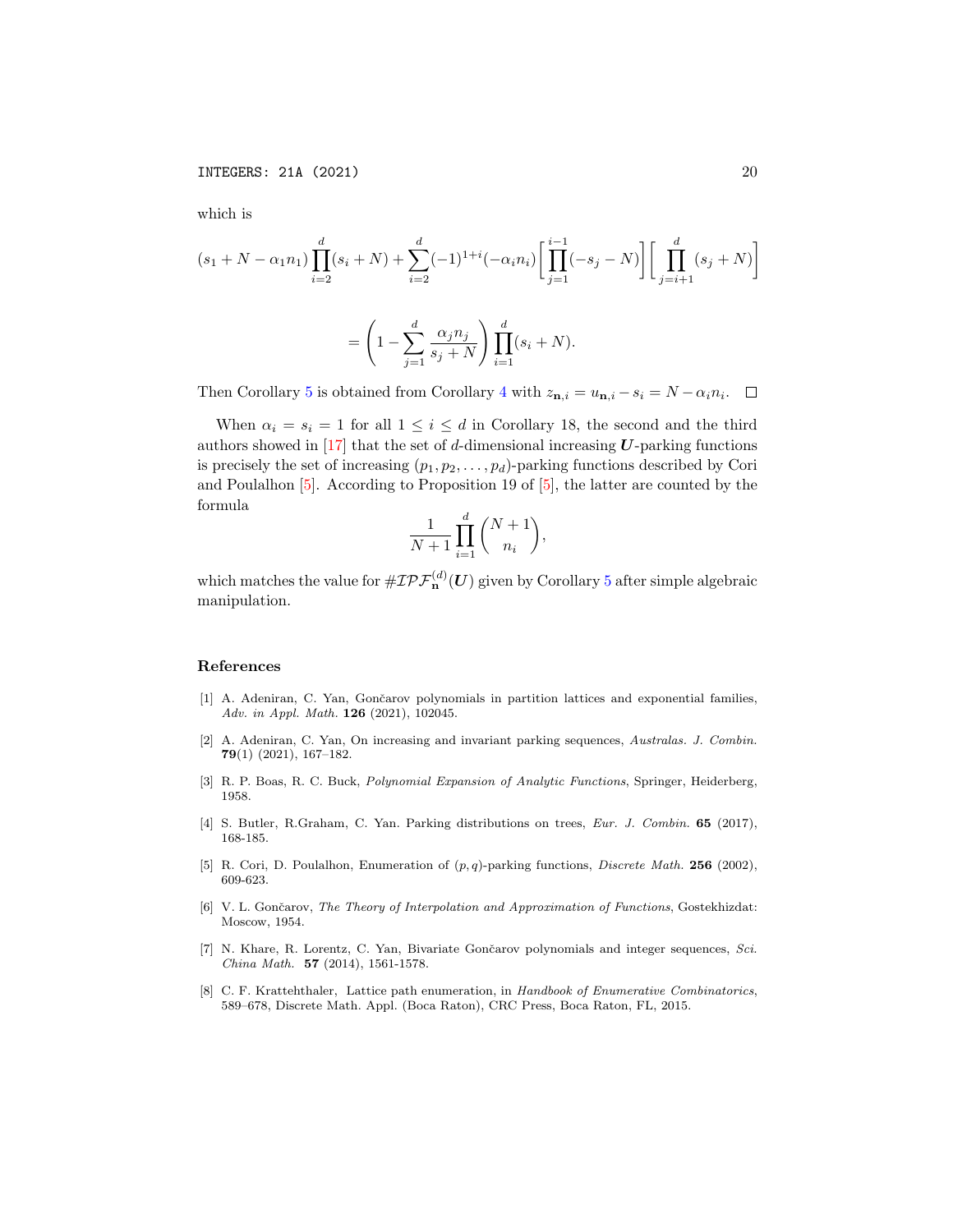which is

$$(s_1 + N - \alpha_1 n_1) \prod_{i=2}^{d} (s_i + N) + \sum_{i=2}^{d} (-1)^{1+i} (-\alpha_i n_i) \left[ \prod_{j=1}^{i-1} (-s_j - N) \right] \left[ \prod_{j=i+1}^{d} (s_j + N) \right]$$

$$= \left( 1 - \sum_{j=1}^{d} \frac{\alpha_j n_j}{s_j + N} \right) \prod_{i=1}^{d} (s_i + N).$$

Then Corollary 5 is obtained from Corollary 4 with $z_{\mathbf{n},i} = u_{\mathbf{n},i} - s_i = N - \alpha_i n_i$. $\square$

When $\alpha_i = s_i = 1$ for all $1 \le i \le d$ in Corollary 18, the second and the third authors showed in [17] that the set of $d$-dimensional increasing $\boldsymbol{U}$-parking functions is precisely the set of increasing $(p_1, p_2, \ldots, p_d)$-parking functions described by Cori and Poulalhon [5]. According to Proposition 19 of [5], the latter are counted by the formula

$$\frac{1}{N+1} \prod_{i=1}^{d} \binom{N+1}{n_i},$$

which matches the value for $\#\mathcal{IPF}_{\mathbf{n}}^{(d)}(\boldsymbol{U})$ given by Corollary 5 after simple algebraic manipulation.

## References

[1] A. Adeniran, C. Yan, Gončarov polynomials in partition lattices and exponential families, *Adv. in Appl. Math.* **126** (2021), 102045.

[2] A. Adeniran, C. Yan, On increasing and invariant parking sequences, *Australas. J. Combin.* **79**(1) (2021), 167–182.

[3] R. P. Boas, R. C. Buck, *Polynomial Expansion of Analytic Functions*, Springer, Heiderberg, 1958.

[4] S. Butler, R.Graham, C. Yan. Parking distributions on trees, *Eur. J. Combin.* **65** (2017), 168-185.

[5] R. Cori, D. Poulalhon, Enumeration of $(p, q)$-parking functions, *Discrete Math.* **256** (2002), 609-623.

[6] V. L. Gončarov, *The Theory of Interpolation and Approximation of Functions*, Gostekhizdat: Moscow, 1954.

[7] N. Khare, R. Lorentz, C. Yan, Bivariate Gončarov polynomials and integer sequences, *Sci. China Math.* **57** (2014), 1561-1578.

[8] C. F. Krattehthaler, Lattice path enumeration, in *Handbook of Enumerative Combinatorics*, 589–678, Discrete Math. Appl. (Boca Raton), CRC Press, Boca Raton, FL, 2015.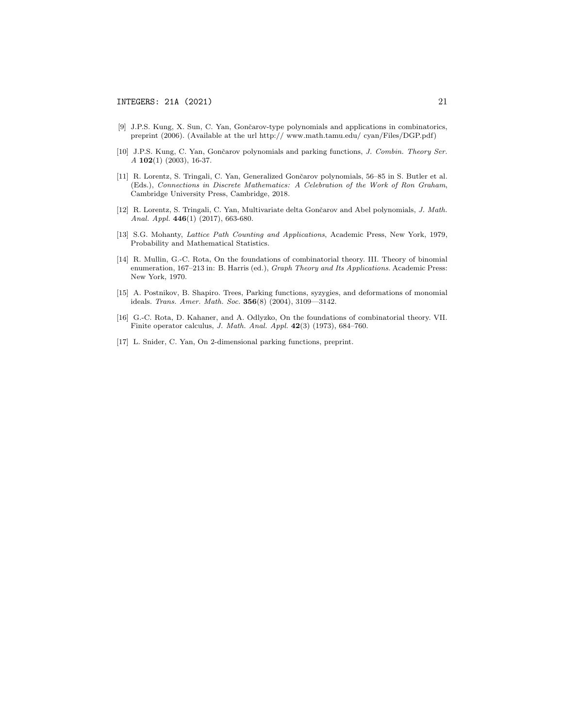[9] J.P.S. Kung, X. Sun, C. Yan, Gončarov-type polynomials and applications in combinatorics, preprint (2006). (Available at the url http:// www.math.tamu.edu/ cyan/Files/DGP.pdf)

[10] J.P.S. Kung, C. Yan, Gončarov polynomials and parking functions, *J. Combin. Theory Ser. A* **102**(1) (2003), 16-37.

[11] R. Lorentz, S. Tringali, C. Yan, Generalized Gončarov polynomials, 56–85 in S. Butler et al. (Eds.), *Connections in Discrete Mathematics: A Celebration of the Work of Ron Graham*, Cambridge University Press, Cambridge, 2018.

[12] R. Lorentz, S. Tringali, C. Yan, Multivariate delta Gončarov and Abel polynomials, *J. Math. Anal. Appl.* **446**(1) (2017), 663-680.

[13] S.G. Mohanty, *Lattice Path Counting and Applications*, Academic Press, New York, 1979, Probability and Mathematical Statistics.

[14] R. Mullin, G.-C. Rota, On the foundations of combinatorial theory. III. Theory of binomial enumeration, 167–213 in: B. Harris (ed.), *Graph Theory and Its Applications*. Academic Press: New York, 1970.

[15] A. Postnikov, B. Shapiro. Trees, Parking functions, syzygies, and deformations of monomial ideals. *Trans. Amer. Math. Soc.* **356**(8) (2004), 3109—3142.

[16] G.-C. Rota, D. Kahaner, and A. Odlyzko, On the foundations of combinatorial theory. VII. Finite operator calculus, *J. Math. Anal. Appl.* **42**(3) (1973), 684–760.

[17] L. Snider, C. Yan, On 2-dimensional parking functions, preprint.